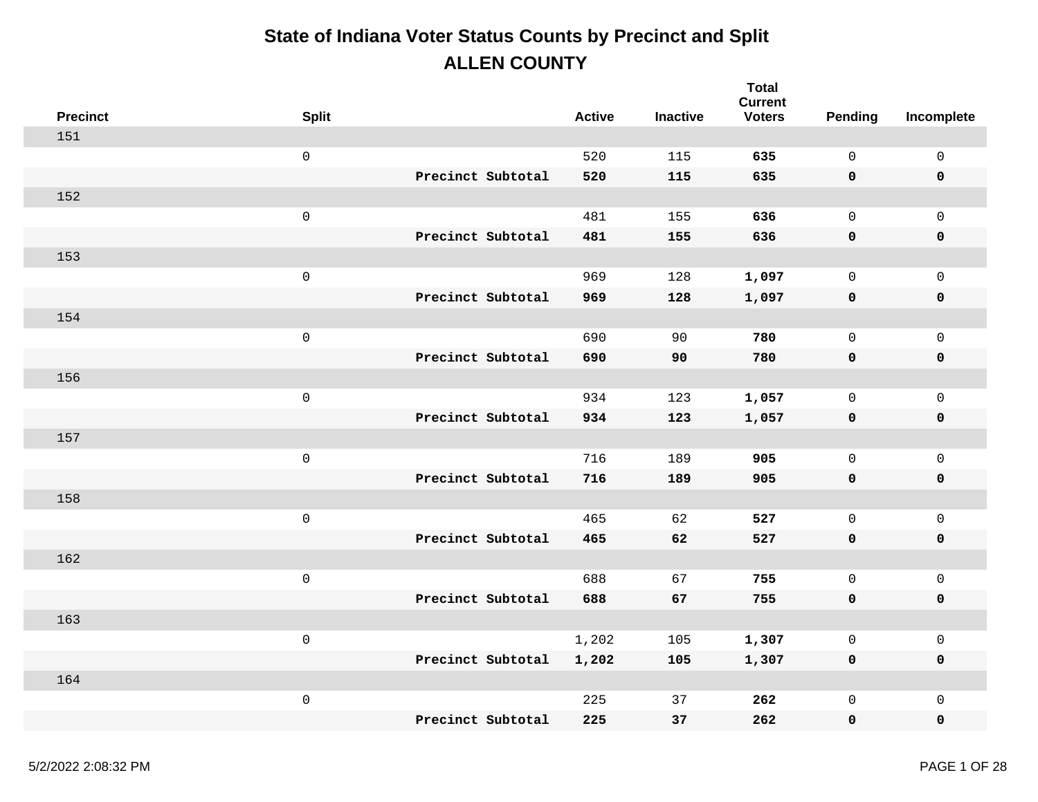# State of Indiana Voter Status Counts by Precinct and Split

## ALLEN COUNTY

| Precinct | Split | | Active | Inactive | Total Current Voters | Pending | Incomplete |
|---|---|---|---|---|---|---|---|
| 151 | | | | | | | |
| | 0 | | 520 | 115 | **635** | 0 | 0 |
| | | **Precinct Subtotal** | **520** | **115** | **635** | **0** | **0** |
| 152 | | | | | | | |
| | 0 | | 481 | 155 | **636** | 0 | 0 |
| | | **Precinct Subtotal** | **481** | **155** | **636** | **0** | **0** |
| 153 | | | | | | | |
| | 0 | | 969 | 128 | **1,097** | 0 | 0 |
| | | **Precinct Subtotal** | **969** | **128** | **1,097** | **0** | **0** |
| 154 | | | | | | | |
| | 0 | | 690 | 90 | **780** | 0 | 0 |
| | | **Precinct Subtotal** | **690** | **90** | **780** | **0** | **0** |
| 156 | | | | | | | |
| | 0 | | 934 | 123 | **1,057** | 0 | 0 |
| | | **Precinct Subtotal** | **934** | **123** | **1,057** | **0** | **0** |
| 157 | | | | | | | |
| | 0 | | 716 | 189 | **905** | 0 | 0 |
| | | **Precinct Subtotal** | **716** | **189** | **905** | **0** | **0** |
| 158 | | | | | | | |
| | 0 | | 465 | 62 | **527** | 0 | 0 |
| | | **Precinct Subtotal** | **465** | **62** | **527** | **0** | **0** |
| 162 | | | | | | | |
| | 0 | | 688 | 67 | **755** | 0 | 0 |
| | | **Precinct Subtotal** | **688** | **67** | **755** | **0** | **0** |
| 163 | | | | | | | |
| | 0 | | 1,202 | 105 | **1,307** | 0 | 0 |
| | | **Precinct Subtotal** | **1,202** | **105** | **1,307** | **0** | **0** |
| 164 | | | | | | | |
| | 0 | | 225 | 37 | **262** | 0 | 0 |
| | | **Precinct Subtotal** | **225** | **37** | **262** | **0** | **0** |

5/2/2022 2:08:32 PM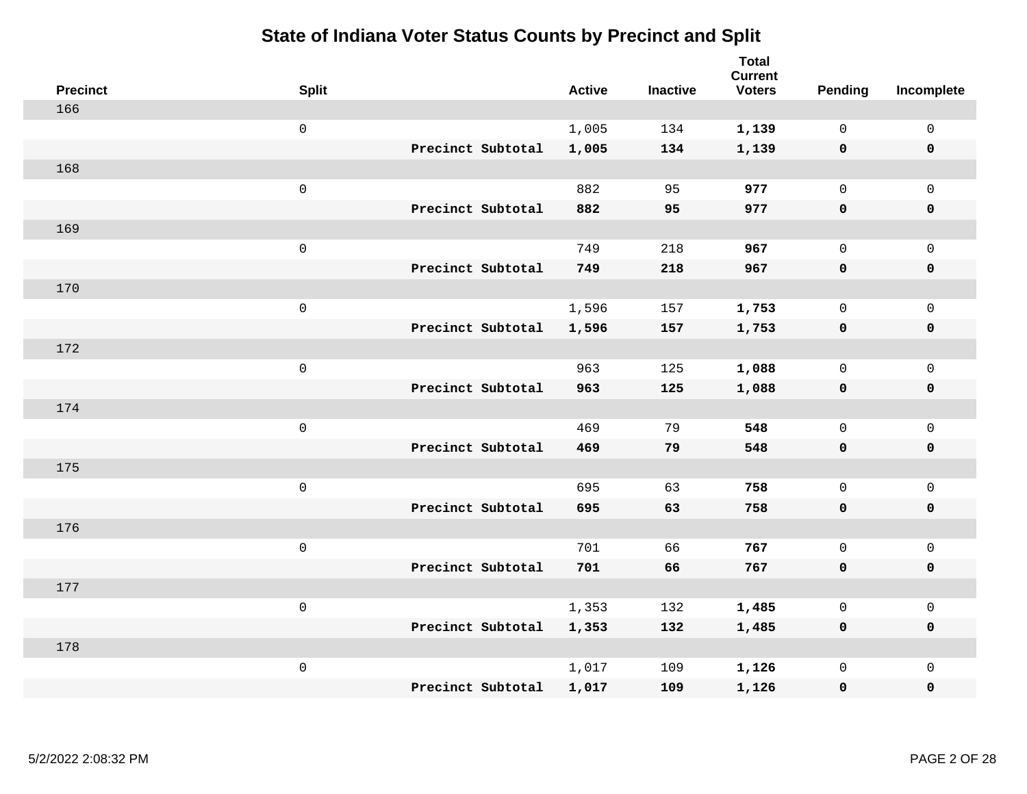# State of Indiana Voter Status Counts by Precinct and Split

| Precinct | Split | | Active | Inactive | Total Current Voters | Pending | Incomplete |
|---|---|---|---|---|---|---|---|
| 166 | | | | | | | |
| | 0 | | 1,005 | 134 | **1,139** | 0 | 0 |
| | | **Precinct Subtotal** | **1,005** | **134** | **1,139** | **0** | **0** |
| 168 | | | | | | | |
| | 0 | | 882 | 95 | **977** | 0 | 0 |
| | | **Precinct Subtotal** | **882** | **95** | **977** | **0** | **0** |
| 169 | | | | | | | |
| | 0 | | 749 | 218 | **967** | 0 | 0 |
| | | **Precinct Subtotal** | **749** | **218** | **967** | **0** | **0** |
| 170 | | | | | | | |
| | 0 | | 1,596 | 157 | **1,753** | 0 | 0 |
| | | **Precinct Subtotal** | **1,596** | **157** | **1,753** | **0** | **0** |
| 172 | | | | | | | |
| | 0 | | 963 | 125 | **1,088** | 0 | 0 |
| | | **Precinct Subtotal** | **963** | **125** | **1,088** | **0** | **0** |
| 174 | | | | | | | |
| | 0 | | 469 | 79 | **548** | 0 | 0 |
| | | **Precinct Subtotal** | **469** | **79** | **548** | **0** | **0** |
| 175 | | | | | | | |
| | 0 | | 695 | 63 | **758** | 0 | 0 |
| | | **Precinct Subtotal** | **695** | **63** | **758** | **0** | **0** |
| 176 | | | | | | | |
| | 0 | | 701 | 66 | **767** | 0 | 0 |
| | | **Precinct Subtotal** | **701** | **66** | **767** | **0** | **0** |
| 177 | | | | | | | |
| | 0 | | 1,353 | 132 | **1,485** | 0 | 0 |
| | | **Precinct Subtotal** | **1,353** | **132** | **1,485** | **0** | **0** |
| 178 | | | | | | | |
| | 0 | | 1,017 | 109 | **1,126** | 0 | 0 |
| | | **Precinct Subtotal** | **1,017** | **109** | **1,126** | **0** | **0** |

5/2/2022 2:08:32 PM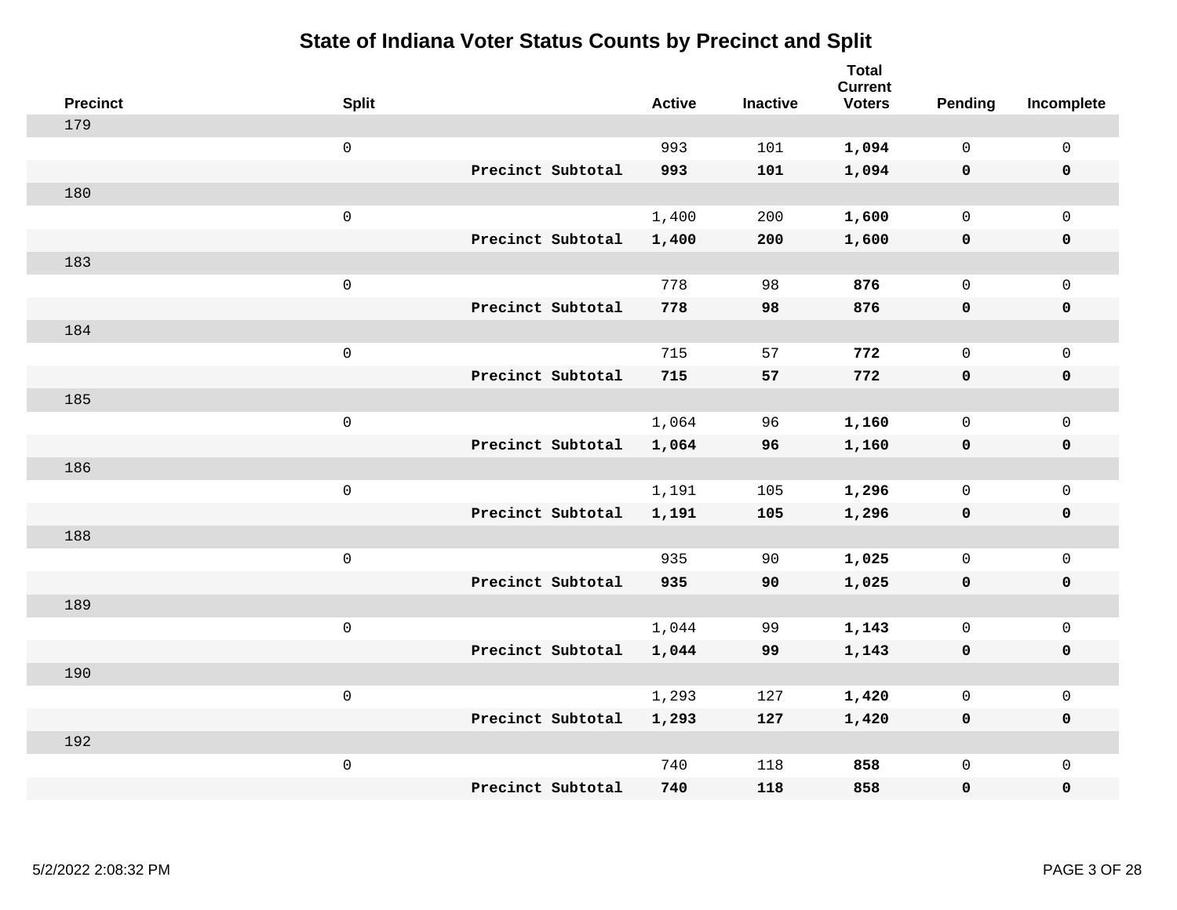# State of Indiana Voter Status Counts by Precinct and Split

| Precinct | Split | | Active | Inactive | Total Current Voters | Pending | Incomplete |
|---|---|---|---|---|---|---|---|
| 179 | | | | | | | |
| | 0 | | 993 | 101 | **1,094** | 0 | 0 |
| | | **Precinct Subtotal** | **993** | **101** | **1,094** | **0** | **0** |
| 180 | | | | | | | |
| | 0 | | 1,400 | 200 | **1,600** | 0 | 0 |
| | | **Precinct Subtotal** | **1,400** | **200** | **1,600** | **0** | **0** |
| 183 | | | | | | | |
| | 0 | | 778 | 98 | **876** | 0 | 0 |
| | | **Precinct Subtotal** | **778** | **98** | **876** | **0** | **0** |
| 184 | | | | | | | |
| | 0 | | 715 | 57 | **772** | 0 | 0 |
| | | **Precinct Subtotal** | **715** | **57** | **772** | **0** | **0** |
| 185 | | | | | | | |
| | 0 | | 1,064 | 96 | **1,160** | 0 | 0 |
| | | **Precinct Subtotal** | **1,064** | **96** | **1,160** | **0** | **0** |
| 186 | | | | | | | |
| | 0 | | 1,191 | 105 | **1,296** | 0 | 0 |
| | | **Precinct Subtotal** | **1,191** | **105** | **1,296** | **0** | **0** |
| 188 | | | | | | | |
| | 0 | | 935 | 90 | **1,025** | 0 | 0 |
| | | **Precinct Subtotal** | **935** | **90** | **1,025** | **0** | **0** |
| 189 | | | | | | | |
| | 0 | | 1,044 | 99 | **1,143** | 0 | 0 |
| | | **Precinct Subtotal** | **1,044** | **99** | **1,143** | **0** | **0** |
| 190 | | | | | | | |
| | 0 | | 1,293 | 127 | **1,420** | 0 | 0 |
| | | **Precinct Subtotal** | **1,293** | **127** | **1,420** | **0** | **0** |
| 192 | | | | | | | |
| | 0 | | 740 | 118 | **858** | 0 | 0 |
| | | **Precinct Subtotal** | **740** | **118** | **858** | **0** | **0** |

5/2/2022 2:08:32 PM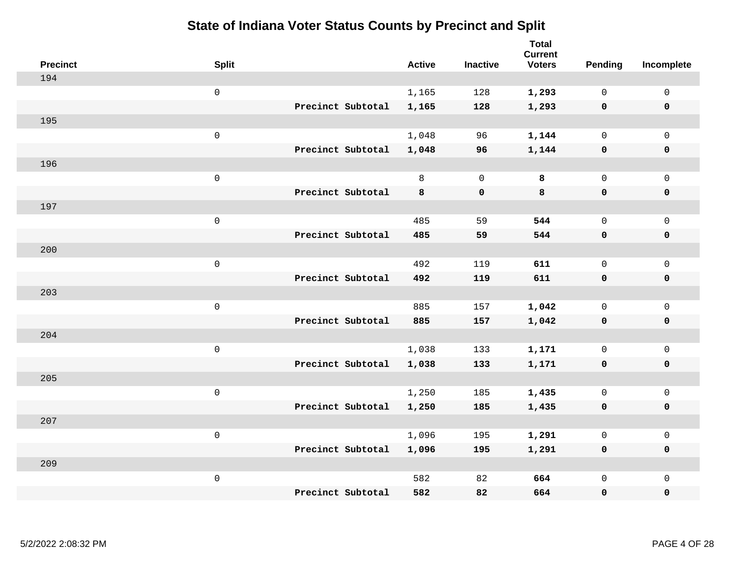# State of Indiana Voter Status Counts by Precinct and Split

| Precinct | Split | | Active | Inactive | Total Current Voters | Pending | Incomplete |
|---|---|---|---|---|---|---|---|
| 194 | | | | | | | |
| | 0 | | 1,165 | 128 | **1,293** | 0 | 0 |
| | | **Precinct Subtotal** | **1,165** | **128** | **1,293** | **0** | **0** |
| 195 | | | | | | | |
| | 0 | | 1,048 | 96 | **1,144** | 0 | 0 |
| | | **Precinct Subtotal** | **1,048** | **96** | **1,144** | **0** | **0** |
| 196 | | | | | | | |
| | 0 | | 8 | 0 | **8** | 0 | 0 |
| | | **Precinct Subtotal** | **8** | **0** | **8** | **0** | **0** |
| 197 | | | | | | | |
| | 0 | | 485 | 59 | **544** | 0 | 0 |
| | | **Precinct Subtotal** | **485** | **59** | **544** | **0** | **0** |
| 200 | | | | | | | |
| | 0 | | 492 | 119 | **611** | 0 | 0 |
| | | **Precinct Subtotal** | **492** | **119** | **611** | **0** | **0** |
| 203 | | | | | | | |
| | 0 | | 885 | 157 | **1,042** | 0 | 0 |
| | | **Precinct Subtotal** | **885** | **157** | **1,042** | **0** | **0** |
| 204 | | | | | | | |
| | 0 | | 1,038 | 133 | **1,171** | 0 | 0 |
| | | **Precinct Subtotal** | **1,038** | **133** | **1,171** | **0** | **0** |
| 205 | | | | | | | |
| | 0 | | 1,250 | 185 | **1,435** | 0 | 0 |
| | | **Precinct Subtotal** | **1,250** | **185** | **1,435** | **0** | **0** |
| 207 | | | | | | | |
| | 0 | | 1,096 | 195 | **1,291** | 0 | 0 |
| | | **Precinct Subtotal** | **1,096** | **195** | **1,291** | **0** | **0** |
| 209 | | | | | | | |
| | 0 | | 582 | 82 | **664** | 0 | 0 |
| | | **Precinct Subtotal** | **582** | **82** | **664** | **0** | **0** |

5/2/2022 2:08:32 PM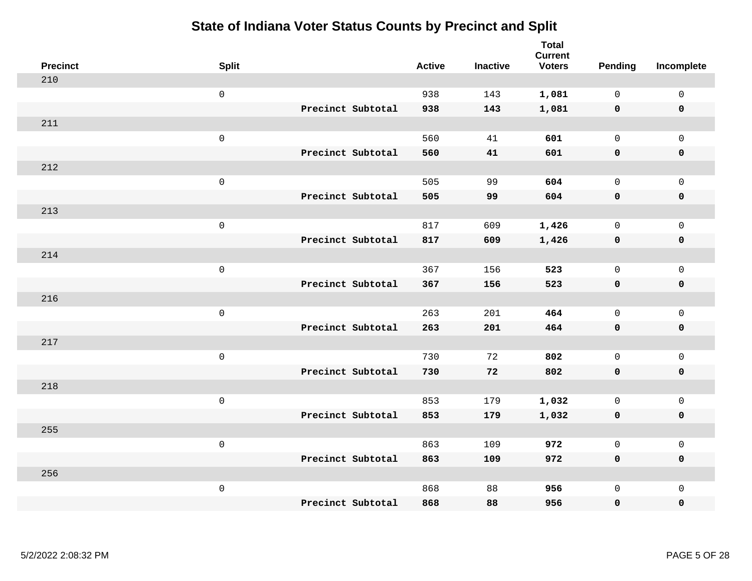# State of Indiana Voter Status Counts by Precinct and Split

| Precinct | Split | | Active | Inactive | Total Current Voters | Pending | Incomplete |
|---|---|---|---|---|---|---|---|
| 210 | | | | | | | |
| | 0 | | 938 | 143 | **1,081** | 0 | 0 |
| | | **Precinct Subtotal** | **938** | **143** | **1,081** | **0** | **0** |
| 211 | | | | | | | |
| | 0 | | 560 | 41 | **601** | 0 | 0 |
| | | **Precinct Subtotal** | **560** | **41** | **601** | **0** | **0** |
| 212 | | | | | | | |
| | 0 | | 505 | 99 | **604** | 0 | 0 |
| | | **Precinct Subtotal** | **505** | **99** | **604** | **0** | **0** |
| 213 | | | | | | | |
| | 0 | | 817 | 609 | **1,426** | 0 | 0 |
| | | **Precinct Subtotal** | **817** | **609** | **1,426** | **0** | **0** |
| 214 | | | | | | | |
| | 0 | | 367 | 156 | **523** | 0 | 0 |
| | | **Precinct Subtotal** | **367** | **156** | **523** | **0** | **0** |
| 216 | | | | | | | |
| | 0 | | 263 | 201 | **464** | 0 | 0 |
| | | **Precinct Subtotal** | **263** | **201** | **464** | **0** | **0** |
| 217 | | | | | | | |
| | 0 | | 730 | 72 | **802** | 0 | 0 |
| | | **Precinct Subtotal** | **730** | **72** | **802** | **0** | **0** |
| 218 | | | | | | | |
| | 0 | | 853 | 179 | **1,032** | 0 | 0 |
| | | **Precinct Subtotal** | **853** | **179** | **1,032** | **0** | **0** |
| 255 | | | | | | | |
| | 0 | | 863 | 109 | **972** | 0 | 0 |
| | | **Precinct Subtotal** | **863** | **109** | **972** | **0** | **0** |
| 256 | | | | | | | |
| | 0 | | 868 | 88 | **956** | 0 | 0 |
| | | **Precinct Subtotal** | **868** | **88** | **956** | **0** | **0** |

5/2/2022 2:08:32 PM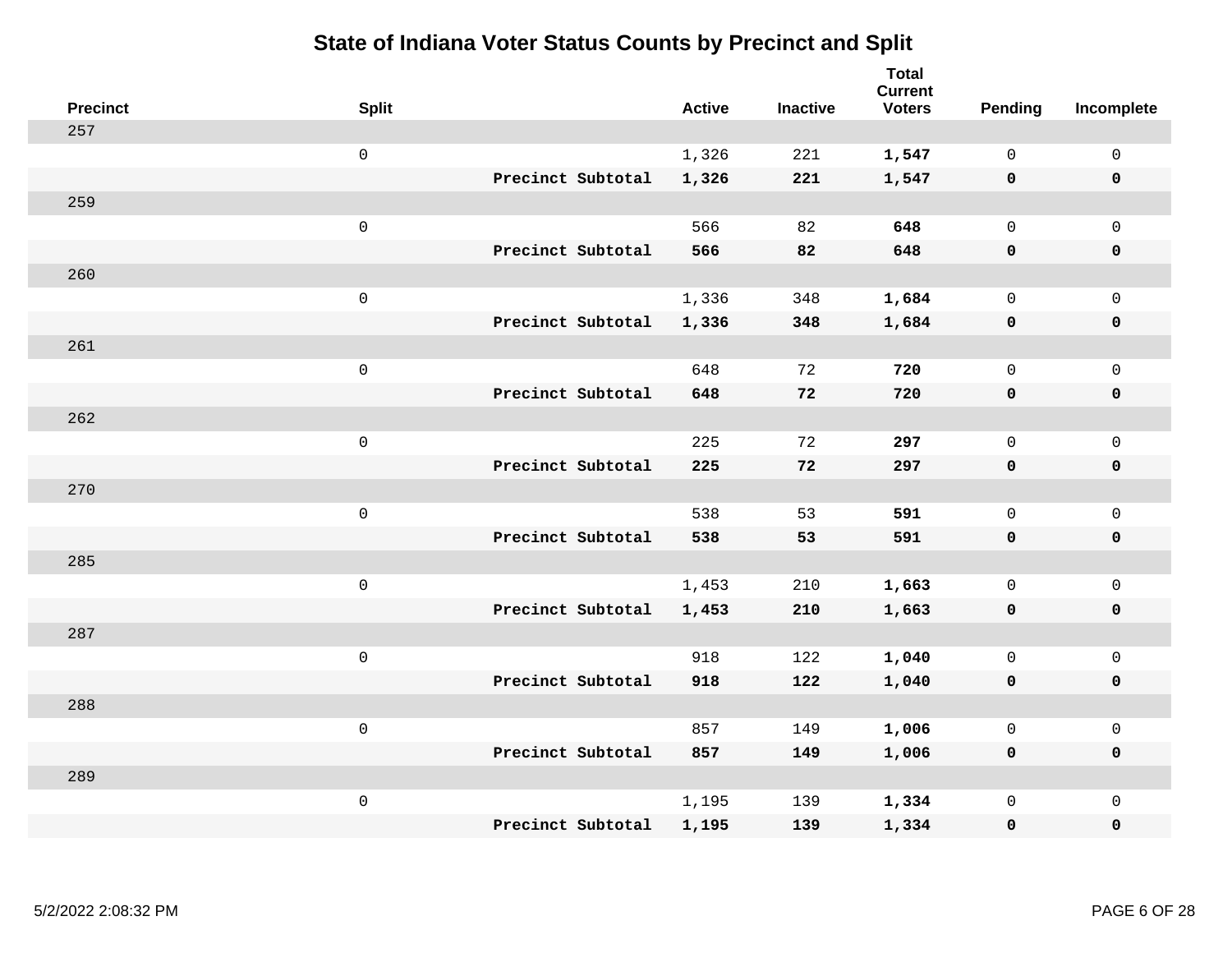# State of Indiana Voter Status Counts by Precinct and Split

| Precinct | Split | | Active | Inactive | Total Current Voters | Pending | Incomplete |
|---|---|---|---|---|---|---|---|
| 257 | | | | | | | |
| | 0 | | 1,326 | 221 | **1,547** | 0 | 0 |
| | | **Precinct Subtotal** | **1,326** | **221** | **1,547** | **0** | **0** |
| 259 | | | | | | | |
| | 0 | | 566 | 82 | **648** | 0 | 0 |
| | | **Precinct Subtotal** | **566** | **82** | **648** | **0** | **0** |
| 260 | | | | | | | |
| | 0 | | 1,336 | 348 | **1,684** | 0 | 0 |
| | | **Precinct Subtotal** | **1,336** | **348** | **1,684** | **0** | **0** |
| 261 | | | | | | | |
| | 0 | | 648 | 72 | **720** | 0 | 0 |
| | | **Precinct Subtotal** | **648** | **72** | **720** | **0** | **0** |
| 262 | | | | | | | |
| | 0 | | 225 | 72 | **297** | 0 | 0 |
| | | **Precinct Subtotal** | **225** | **72** | **297** | **0** | **0** |
| 270 | | | | | | | |
| | 0 | | 538 | 53 | **591** | 0 | 0 |
| | | **Precinct Subtotal** | **538** | **53** | **591** | **0** | **0** |
| 285 | | | | | | | |
| | 0 | | 1,453 | 210 | **1,663** | 0 | 0 |
| | | **Precinct Subtotal** | **1,453** | **210** | **1,663** | **0** | **0** |
| 287 | | | | | | | |
| | 0 | | 918 | 122 | **1,040** | 0 | 0 |
| | | **Precinct Subtotal** | **918** | **122** | **1,040** | **0** | **0** |
| 288 | | | | | | | |
| | 0 | | 857 | 149 | **1,006** | 0 | 0 |
| | | **Precinct Subtotal** | **857** | **149** | **1,006** | **0** | **0** |
| 289 | | | | | | | |
| | 0 | | 1,195 | 139 | **1,334** | 0 | 0 |
| | | **Precinct Subtotal** | **1,195** | **139** | **1,334** | **0** | **0** |

5/2/2022 2:08:32 PM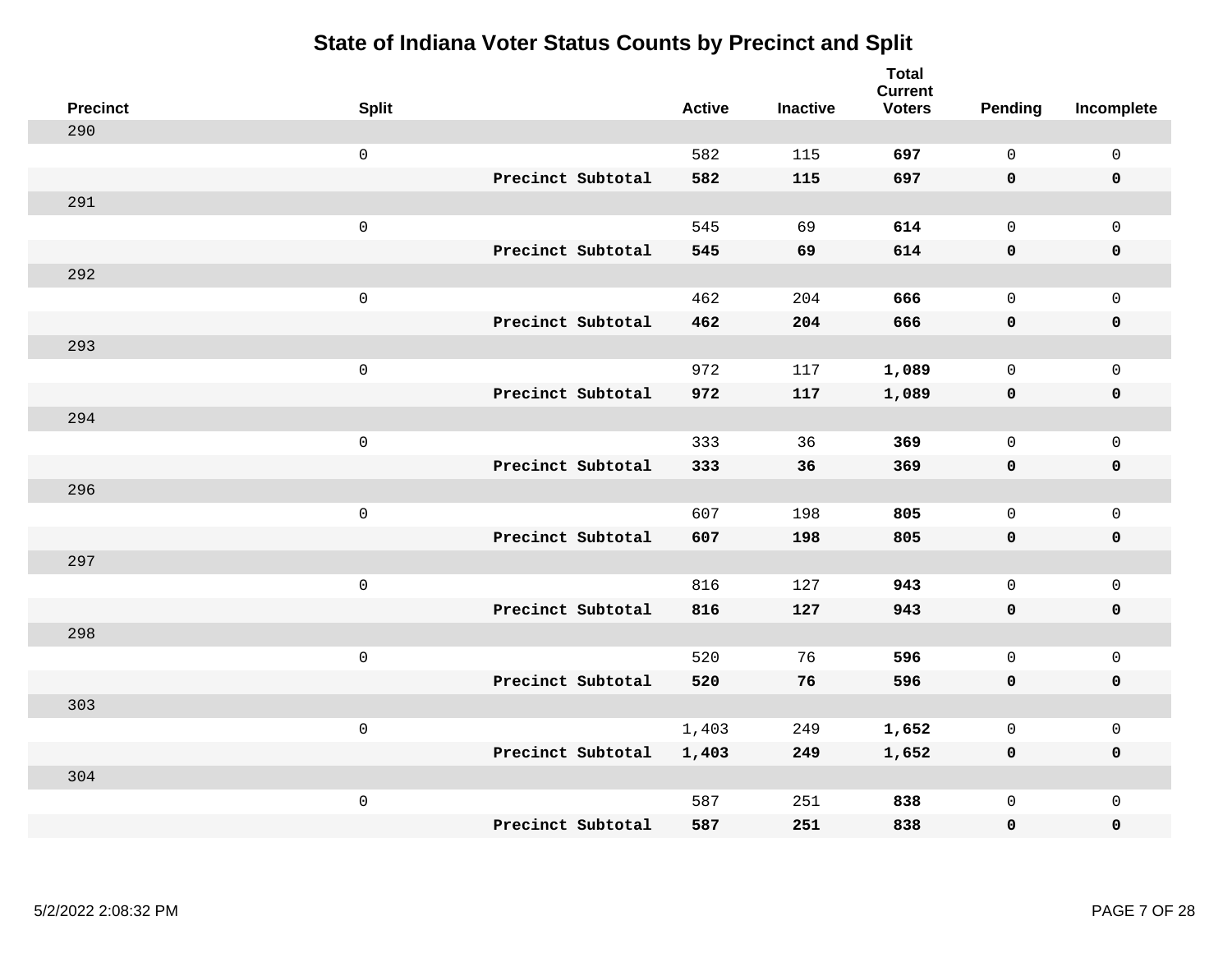# State of Indiana Voter Status Counts by Precinct and Split

| Precinct | Split | | Active | Inactive | Total Current Voters | Pending | Incomplete |
|---|---|---|---|---|---|---|---|
| 290 | | | | | | | |
| | 0 | | 582 | 115 | **697** | 0 | 0 |
| | | **Precinct Subtotal** | **582** | **115** | **697** | **0** | **0** |
| 291 | | | | | | | |
| | 0 | | 545 | 69 | **614** | 0 | 0 |
| | | **Precinct Subtotal** | **545** | **69** | **614** | **0** | **0** |
| 292 | | | | | | | |
| | 0 | | 462 | 204 | **666** | 0 | 0 |
| | | **Precinct Subtotal** | **462** | **204** | **666** | **0** | **0** |
| 293 | | | | | | | |
| | 0 | | 972 | 117 | **1,089** | 0 | 0 |
| | | **Precinct Subtotal** | **972** | **117** | **1,089** | **0** | **0** |
| 294 | | | | | | | |
| | 0 | | 333 | 36 | **369** | 0 | 0 |
| | | **Precinct Subtotal** | **333** | **36** | **369** | **0** | **0** |
| 296 | | | | | | | |
| | 0 | | 607 | 198 | **805** | 0 | 0 |
| | | **Precinct Subtotal** | **607** | **198** | **805** | **0** | **0** |
| 297 | | | | | | | |
| | 0 | | 816 | 127 | **943** | 0 | 0 |
| | | **Precinct Subtotal** | **816** | **127** | **943** | **0** | **0** |
| 298 | | | | | | | |
| | 0 | | 520 | 76 | **596** | 0 | 0 |
| | | **Precinct Subtotal** | **520** | **76** | **596** | **0** | **0** |
| 303 | | | | | | | |
| | 0 | | 1,403 | 249 | **1,652** | 0 | 0 |
| | | **Precinct Subtotal** | **1,403** | **249** | **1,652** | **0** | **0** |
| 304 | | | | | | | |
| | 0 | | 587 | 251 | **838** | 0 | 0 |
| | | **Precinct Subtotal** | **587** | **251** | **838** | **0** | **0** |

5/2/2022 2:08:32 PM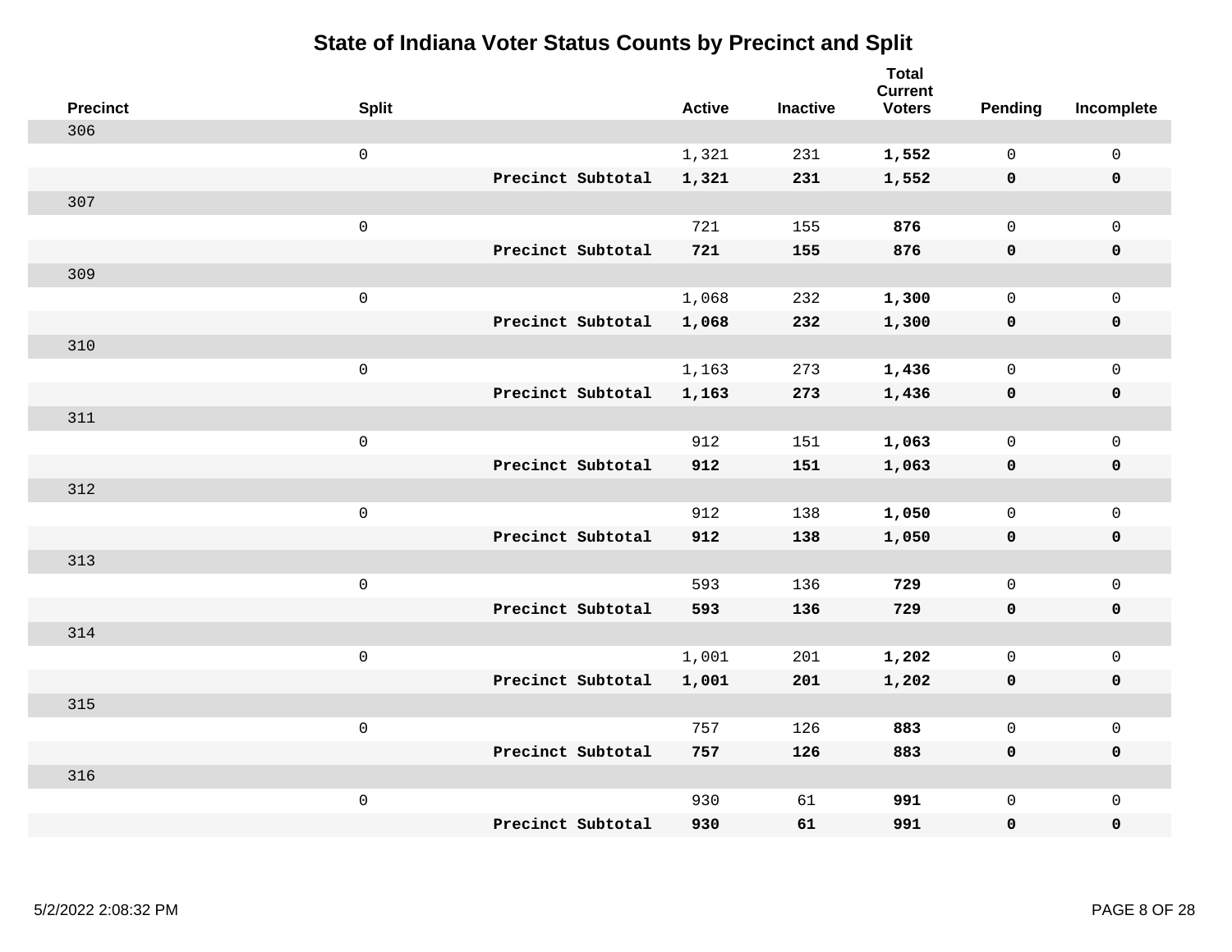# State of Indiana Voter Status Counts by Precinct and Split

| Precinct | Split | | Active | Inactive | Total Current Voters | Pending | Incomplete |
|---|---|---|---|---|---|---|---|
| 306 | | | | | | | |
| | 0 | | 1,321 | 231 | **1,552** | 0 | 0 |
| | | **Precinct Subtotal** | **1,321** | **231** | **1,552** | **0** | **0** |
| 307 | | | | | | | |
| | 0 | | 721 | 155 | **876** | 0 | 0 |
| | | **Precinct Subtotal** | **721** | **155** | **876** | **0** | **0** |
| 309 | | | | | | | |
| | 0 | | 1,068 | 232 | **1,300** | 0 | 0 |
| | | **Precinct Subtotal** | **1,068** | **232** | **1,300** | **0** | **0** |
| 310 | | | | | | | |
| | 0 | | 1,163 | 273 | **1,436** | 0 | 0 |
| | | **Precinct Subtotal** | **1,163** | **273** | **1,436** | **0** | **0** |
| 311 | | | | | | | |
| | 0 | | 912 | 151 | **1,063** | 0 | 0 |
| | | **Precinct Subtotal** | **912** | **151** | **1,063** | **0** | **0** |
| 312 | | | | | | | |
| | 0 | | 912 | 138 | **1,050** | 0 | 0 |
| | | **Precinct Subtotal** | **912** | **138** | **1,050** | **0** | **0** |
| 313 | | | | | | | |
| | 0 | | 593 | 136 | **729** | 0 | 0 |
| | | **Precinct Subtotal** | **593** | **136** | **729** | **0** | **0** |
| 314 | | | | | | | |
| | 0 | | 1,001 | 201 | **1,202** | 0 | 0 |
| | | **Precinct Subtotal** | **1,001** | **201** | **1,202** | **0** | **0** |
| 315 | | | | | | | |
| | 0 | | 757 | 126 | **883** | 0 | 0 |
| | | **Precinct Subtotal** | **757** | **126** | **883** | **0** | **0** |
| 316 | | | | | | | |
| | 0 | | 930 | 61 | **991** | 0 | 0 |
| | | **Precinct Subtotal** | **930** | **61** | **991** | **0** | **0** |

5/2/2022 2:08:32 PM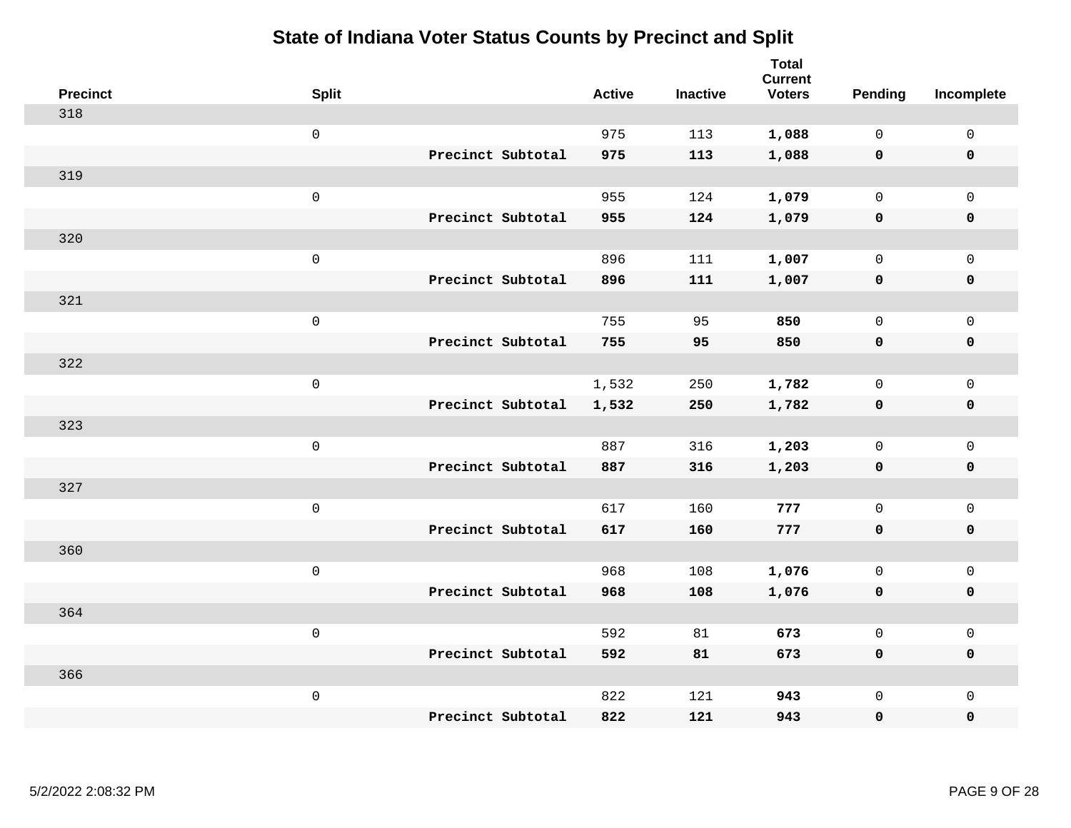# State of Indiana Voter Status Counts by Precinct and Split

| Precinct | Split | | Active | Inactive | Total Current Voters | Pending | Incomplete |
|---|---|---|---|---|---|---|---|
| 318 | | | | | | | |
| | 0 | | 975 | 113 | **1,088** | 0 | 0 |
| | | **Precinct Subtotal** | **975** | **113** | **1,088** | **0** | **0** |
| 319 | | | | | | | |
| | 0 | | 955 | 124 | **1,079** | 0 | 0 |
| | | **Precinct Subtotal** | **955** | **124** | **1,079** | **0** | **0** |
| 320 | | | | | | | |
| | 0 | | 896 | 111 | **1,007** | 0 | 0 |
| | | **Precinct Subtotal** | **896** | **111** | **1,007** | **0** | **0** |
| 321 | | | | | | | |
| | 0 | | 755 | 95 | **850** | 0 | 0 |
| | | **Precinct Subtotal** | **755** | **95** | **850** | **0** | **0** |
| 322 | | | | | | | |
| | 0 | | 1,532 | 250 | **1,782** | 0 | 0 |
| | | **Precinct Subtotal** | **1,532** | **250** | **1,782** | **0** | **0** |
| 323 | | | | | | | |
| | 0 | | 887 | 316 | **1,203** | 0 | 0 |
| | | **Precinct Subtotal** | **887** | **316** | **1,203** | **0** | **0** |
| 327 | | | | | | | |
| | 0 | | 617 | 160 | **777** | 0 | 0 |
| | | **Precinct Subtotal** | **617** | **160** | **777** | **0** | **0** |
| 360 | | | | | | | |
| | 0 | | 968 | 108 | **1,076** | 0 | 0 |
| | | **Precinct Subtotal** | **968** | **108** | **1,076** | **0** | **0** |
| 364 | | | | | | | |
| | 0 | | 592 | 81 | **673** | 0 | 0 |
| | | **Precinct Subtotal** | **592** | **81** | **673** | **0** | **0** |
| 366 | | | | | | | |
| | 0 | | 822 | 121 | **943** | 0 | 0 |
| | | **Precinct Subtotal** | **822** | **121** | **943** | **0** | **0** |

5/2/2022 2:08:32 PM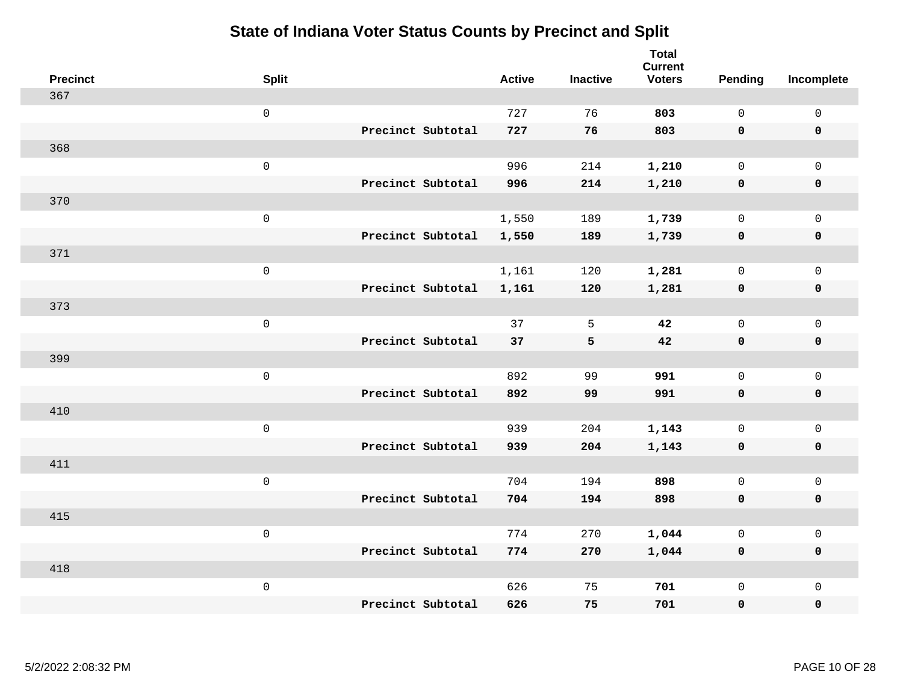# State of Indiana Voter Status Counts by Precinct and Split

| Precinct | Split | | Active | Inactive | Total Current Voters | Pending | Incomplete |
|---|---|---|---|---|---|---|---|
| 367 | | | | | | | |
| | 0 | | 727 | 76 | **803** | 0 | 0 |
| | | **Precinct Subtotal** | **727** | **76** | **803** | **0** | **0** |
| 368 | | | | | | | |
| | 0 | | 996 | 214 | **1,210** | 0 | 0 |
| | | **Precinct Subtotal** | **996** | **214** | **1,210** | **0** | **0** |
| 370 | | | | | | | |
| | 0 | | 1,550 | 189 | **1,739** | 0 | 0 |
| | | **Precinct Subtotal** | **1,550** | **189** | **1,739** | **0** | **0** |
| 371 | | | | | | | |
| | 0 | | 1,161 | 120 | **1,281** | 0 | 0 |
| | | **Precinct Subtotal** | **1,161** | **120** | **1,281** | **0** | **0** |
| 373 | | | | | | | |
| | 0 | | 37 | 5 | **42** | 0 | 0 |
| | | **Precinct Subtotal** | **37** | **5** | **42** | **0** | **0** |
| 399 | | | | | | | |
| | 0 | | 892 | 99 | **991** | 0 | 0 |
| | | **Precinct Subtotal** | **892** | **99** | **991** | **0** | **0** |
| 410 | | | | | | | |
| | 0 | | 939 | 204 | **1,143** | 0 | 0 |
| | | **Precinct Subtotal** | **939** | **204** | **1,143** | **0** | **0** |
| 411 | | | | | | | |
| | 0 | | 704 | 194 | **898** | 0 | 0 |
| | | **Precinct Subtotal** | **704** | **194** | **898** | **0** | **0** |
| 415 | | | | | | | |
| | 0 | | 774 | 270 | **1,044** | 0 | 0 |
| | | **Precinct Subtotal** | **774** | **270** | **1,044** | **0** | **0** |
| 418 | | | | | | | |
| | 0 | | 626 | 75 | **701** | 0 | 0 |
| | | **Precinct Subtotal** | **626** | **75** | **701** | **0** | **0** |

5/2/2022 2:08:32 PM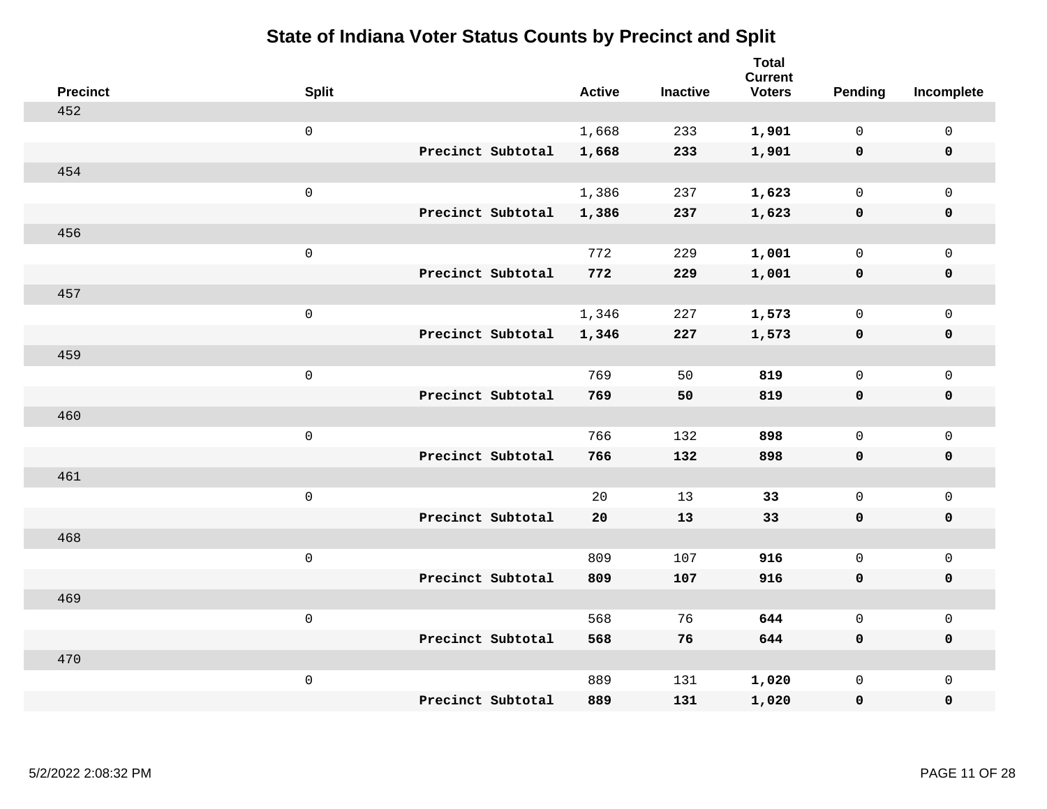# State of Indiana Voter Status Counts by Precinct and Split

| Precinct | Split | | Active | Inactive | Total Current Voters | Pending | Incomplete |
|---|---|---|---|---|---|---|---|
| 452 | | | | | | | |
| | 0 | | 1,668 | 233 | **1,901** | 0 | 0 |
| | | **Precinct Subtotal** | **1,668** | **233** | **1,901** | **0** | **0** |
| 454 | | | | | | | |
| | 0 | | 1,386 | 237 | **1,623** | 0 | 0 |
| | | **Precinct Subtotal** | **1,386** | **237** | **1,623** | **0** | **0** |
| 456 | | | | | | | |
| | 0 | | 772 | 229 | **1,001** | 0 | 0 |
| | | **Precinct Subtotal** | **772** | **229** | **1,001** | **0** | **0** |
| 457 | | | | | | | |
| | 0 | | 1,346 | 227 | **1,573** | 0 | 0 |
| | | **Precinct Subtotal** | **1,346** | **227** | **1,573** | **0** | **0** |
| 459 | | | | | | | |
| | 0 | | 769 | 50 | **819** | 0 | 0 |
| | | **Precinct Subtotal** | **769** | **50** | **819** | **0** | **0** |
| 460 | | | | | | | |
| | 0 | | 766 | 132 | **898** | 0 | 0 |
| | | **Precinct Subtotal** | **766** | **132** | **898** | **0** | **0** |
| 461 | | | | | | | |
| | 0 | | 20 | 13 | **33** | 0 | 0 |
| | | **Precinct Subtotal** | **20** | **13** | **33** | **0** | **0** |
| 468 | | | | | | | |
| | 0 | | 809 | 107 | **916** | 0 | 0 |
| | | **Precinct Subtotal** | **809** | **107** | **916** | **0** | **0** |
| 469 | | | | | | | |
| | 0 | | 568 | 76 | **644** | 0 | 0 |
| | | **Precinct Subtotal** | **568** | **76** | **644** | **0** | **0** |
| 470 | | | | | | | |
| | 0 | | 889 | 131 | **1,020** | 0 | 0 |
| | | **Precinct Subtotal** | **889** | **131** | **1,020** | **0** | **0** |

5/2/2022 2:08:32 PM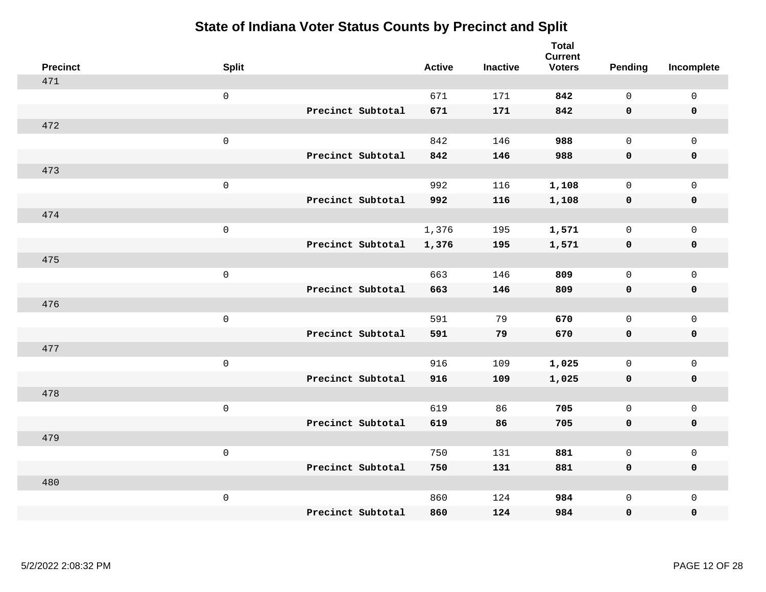# State of Indiana Voter Status Counts by Precinct and Split

| Precinct | Split | | Active | Inactive | Total Current Voters | Pending | Incomplete |
|---|---|---|---|---|---|---|---|
| 471 | | | | | | | |
| | 0 | | 671 | 171 | **842** | 0 | 0 |
| | | **Precinct Subtotal** | **671** | **171** | **842** | **0** | **0** |
| 472 | | | | | | | |
| | 0 | | 842 | 146 | **988** | 0 | 0 |
| | | **Precinct Subtotal** | **842** | **146** | **988** | **0** | **0** |
| 473 | | | | | | | |
| | 0 | | 992 | 116 | **1,108** | 0 | 0 |
| | | **Precinct Subtotal** | **992** | **116** | **1,108** | **0** | **0** |
| 474 | | | | | | | |
| | 0 | | 1,376 | 195 | **1,571** | 0 | 0 |
| | | **Precinct Subtotal** | **1,376** | **195** | **1,571** | **0** | **0** |
| 475 | | | | | | | |
| | 0 | | 663 | 146 | **809** | 0 | 0 |
| | | **Precinct Subtotal** | **663** | **146** | **809** | **0** | **0** |
| 476 | | | | | | | |
| | 0 | | 591 | 79 | **670** | 0 | 0 |
| | | **Precinct Subtotal** | **591** | **79** | **670** | **0** | **0** |
| 477 | | | | | | | |
| | 0 | | 916 | 109 | **1,025** | 0 | 0 |
| | | **Precinct Subtotal** | **916** | **109** | **1,025** | **0** | **0** |
| 478 | | | | | | | |
| | 0 | | 619 | 86 | **705** | 0 | 0 |
| | | **Precinct Subtotal** | **619** | **86** | **705** | **0** | **0** |
| 479 | | | | | | | |
| | 0 | | 750 | 131 | **881** | 0 | 0 |
| | | **Precinct Subtotal** | **750** | **131** | **881** | **0** | **0** |
| 480 | | | | | | | |
| | 0 | | 860 | 124 | **984** | 0 | 0 |
| | | **Precinct Subtotal** | **860** | **124** | **984** | **0** | **0** |

5/2/2022 2:08:32 PM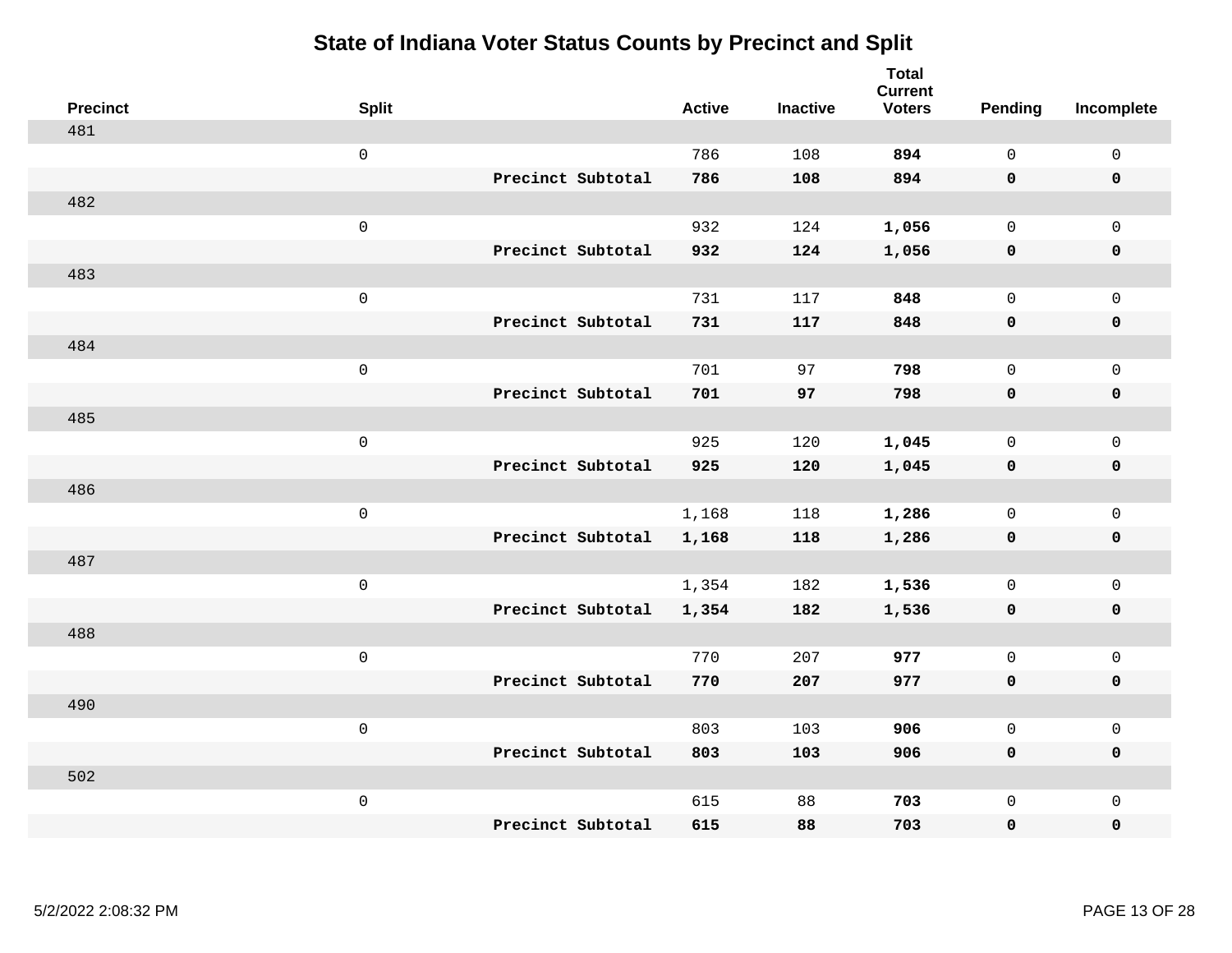# State of Indiana Voter Status Counts by Precinct and Split

| Precinct | Split | | Active | Inactive | Total Current Voters | Pending | Incomplete |
|---|---|---|---|---|---|---|---|
| 481 | | | | | | | |
| | 0 | | 786 | 108 | **894** | 0 | 0 |
| | | **Precinct Subtotal** | **786** | **108** | **894** | **0** | **0** |
| 482 | | | | | | | |
| | 0 | | 932 | 124 | **1,056** | 0 | 0 |
| | | **Precinct Subtotal** | **932** | **124** | **1,056** | **0** | **0** |
| 483 | | | | | | | |
| | 0 | | 731 | 117 | **848** | 0 | 0 |
| | | **Precinct Subtotal** | **731** | **117** | **848** | **0** | **0** |
| 484 | | | | | | | |
| | 0 | | 701 | 97 | **798** | 0 | 0 |
| | | **Precinct Subtotal** | **701** | **97** | **798** | **0** | **0** |
| 485 | | | | | | | |
| | 0 | | 925 | 120 | **1,045** | 0 | 0 |
| | | **Precinct Subtotal** | **925** | **120** | **1,045** | **0** | **0** |
| 486 | | | | | | | |
| | 0 | | 1,168 | 118 | **1,286** | 0 | 0 |
| | | **Precinct Subtotal** | **1,168** | **118** | **1,286** | **0** | **0** |
| 487 | | | | | | | |
| | 0 | | 1,354 | 182 | **1,536** | 0 | 0 |
| | | **Precinct Subtotal** | **1,354** | **182** | **1,536** | **0** | **0** |
| 488 | | | | | | | |
| | 0 | | 770 | 207 | **977** | 0 | 0 |
| | | **Precinct Subtotal** | **770** | **207** | **977** | **0** | **0** |
| 490 | | | | | | | |
| | 0 | | 803 | 103 | **906** | 0 | 0 |
| | | **Precinct Subtotal** | **803** | **103** | **906** | **0** | **0** |
| 502 | | | | | | | |
| | 0 | | 615 | 88 | **703** | 0 | 0 |
| | | **Precinct Subtotal** | **615** | **88** | **703** | **0** | **0** |

5/2/2022 2:08:32 PM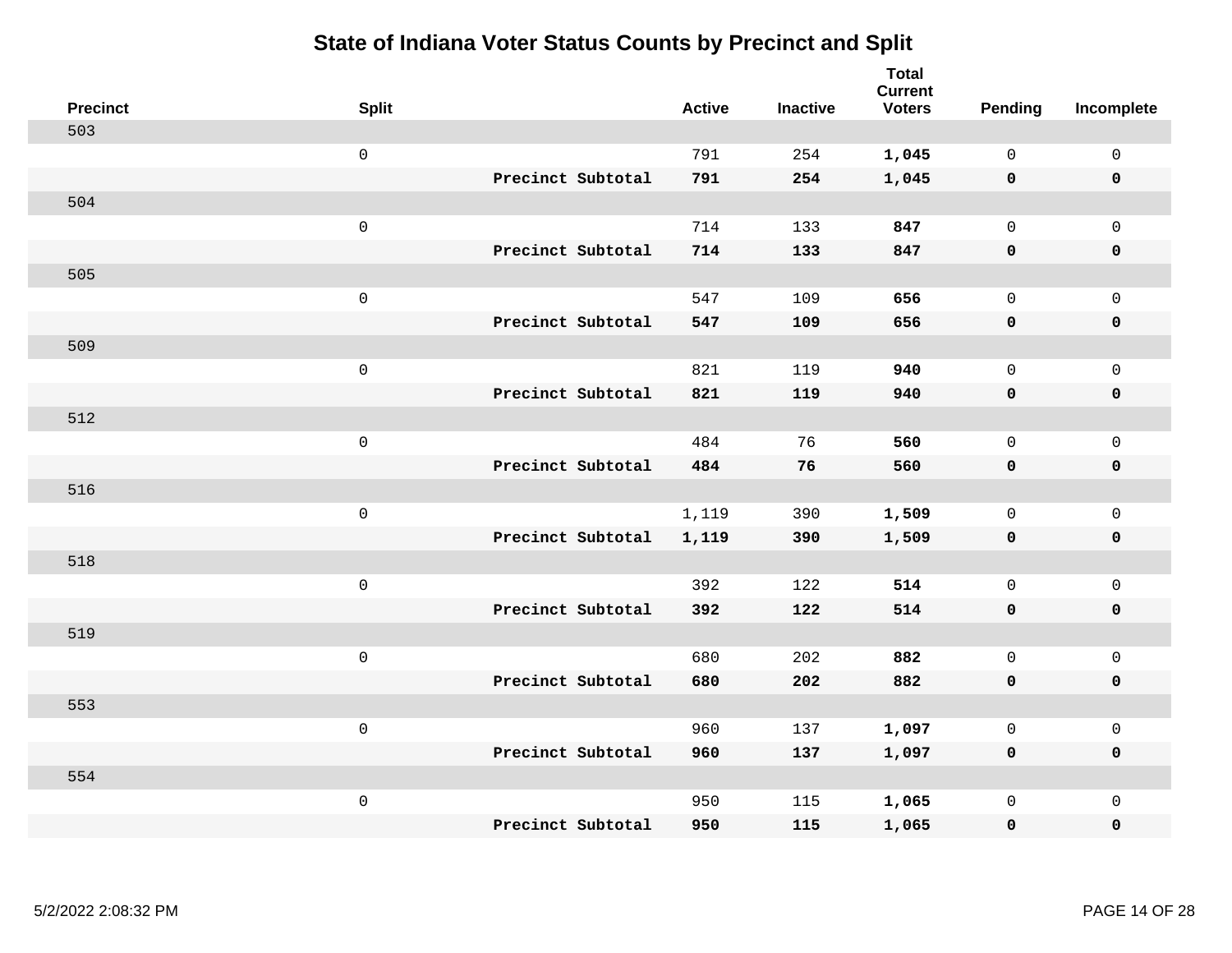# State of Indiana Voter Status Counts by Precinct and Split

| Precinct | Split | | Active | Inactive | Total Current Voters | Pending | Incomplete |
|---|---|---|---|---|---|---|---|
| 503 | | | | | | | |
| | 0 | | 791 | 254 | **1,045** | 0 | 0 |
| | | **Precinct Subtotal** | **791** | **254** | **1,045** | **0** | **0** |
| 504 | | | | | | | |
| | 0 | | 714 | 133 | **847** | 0 | 0 |
| | | **Precinct Subtotal** | **714** | **133** | **847** | **0** | **0** |
| 505 | | | | | | | |
| | 0 | | 547 | 109 | **656** | 0 | 0 |
| | | **Precinct Subtotal** | **547** | **109** | **656** | **0** | **0** |
| 509 | | | | | | | |
| | 0 | | 821 | 119 | **940** | 0 | 0 |
| | | **Precinct Subtotal** | **821** | **119** | **940** | **0** | **0** |
| 512 | | | | | | | |
| | 0 | | 484 | 76 | **560** | 0 | 0 |
| | | **Precinct Subtotal** | **484** | **76** | **560** | **0** | **0** |
| 516 | | | | | | | |
| | 0 | | 1,119 | 390 | **1,509** | 0 | 0 |
| | | **Precinct Subtotal** | **1,119** | **390** | **1,509** | **0** | **0** |
| 518 | | | | | | | |
| | 0 | | 392 | 122 | **514** | 0 | 0 |
| | | **Precinct Subtotal** | **392** | **122** | **514** | **0** | **0** |
| 519 | | | | | | | |
| | 0 | | 680 | 202 | **882** | 0 | 0 |
| | | **Precinct Subtotal** | **680** | **202** | **882** | **0** | **0** |
| 553 | | | | | | | |
| | 0 | | 960 | 137 | **1,097** | 0 | 0 |
| | | **Precinct Subtotal** | **960** | **137** | **1,097** | **0** | **0** |
| 554 | | | | | | | |
| | 0 | | 950 | 115 | **1,065** | 0 | 0 |
| | | **Precinct Subtotal** | **950** | **115** | **1,065** | **0** | **0** |

5/2/2022 2:08:32 PM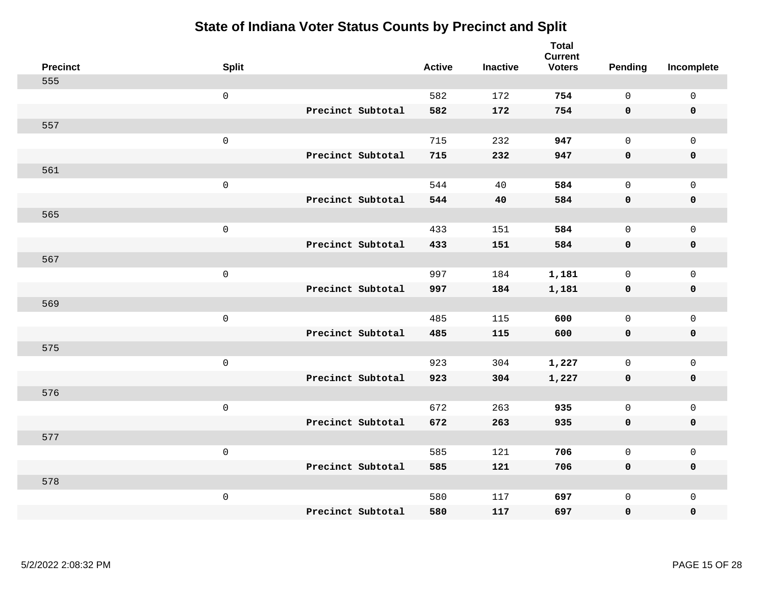# State of Indiana Voter Status Counts by Precinct and Split

| Precinct | Split | | Active | Inactive | Total Current Voters | Pending | Incomplete |
|---|---|---|---|---|---|---|---|
| 555 | | | | | | | |
| | 0 | | 582 | 172 | **754** | 0 | 0 |
| | | **Precinct Subtotal** | **582** | **172** | **754** | **0** | **0** |
| 557 | | | | | | | |
| | 0 | | 715 | 232 | **947** | 0 | 0 |
| | | **Precinct Subtotal** | **715** | **232** | **947** | **0** | **0** |
| 561 | | | | | | | |
| | 0 | | 544 | 40 | **584** | 0 | 0 |
| | | **Precinct Subtotal** | **544** | **40** | **584** | **0** | **0** |
| 565 | | | | | | | |
| | 0 | | 433 | 151 | **584** | 0 | 0 |
| | | **Precinct Subtotal** | **433** | **151** | **584** | **0** | **0** |
| 567 | | | | | | | |
| | 0 | | 997 | 184 | **1,181** | 0 | 0 |
| | | **Precinct Subtotal** | **997** | **184** | **1,181** | **0** | **0** |
| 569 | | | | | | | |
| | 0 | | 485 | 115 | **600** | 0 | 0 |
| | | **Precinct Subtotal** | **485** | **115** | **600** | **0** | **0** |
| 575 | | | | | | | |
| | 0 | | 923 | 304 | **1,227** | 0 | 0 |
| | | **Precinct Subtotal** | **923** | **304** | **1,227** | **0** | **0** |
| 576 | | | | | | | |
| | 0 | | 672 | 263 | **935** | 0 | 0 |
| | | **Precinct Subtotal** | **672** | **263** | **935** | **0** | **0** |
| 577 | | | | | | | |
| | 0 | | 585 | 121 | **706** | 0 | 0 |
| | | **Precinct Subtotal** | **585** | **121** | **706** | **0** | **0** |
| 578 | | | | | | | |
| | 0 | | 580 | 117 | **697** | 0 | 0 |
| | | **Precinct Subtotal** | **580** | **117** | **697** | **0** | **0** |

5/2/2022 2:08:32 PM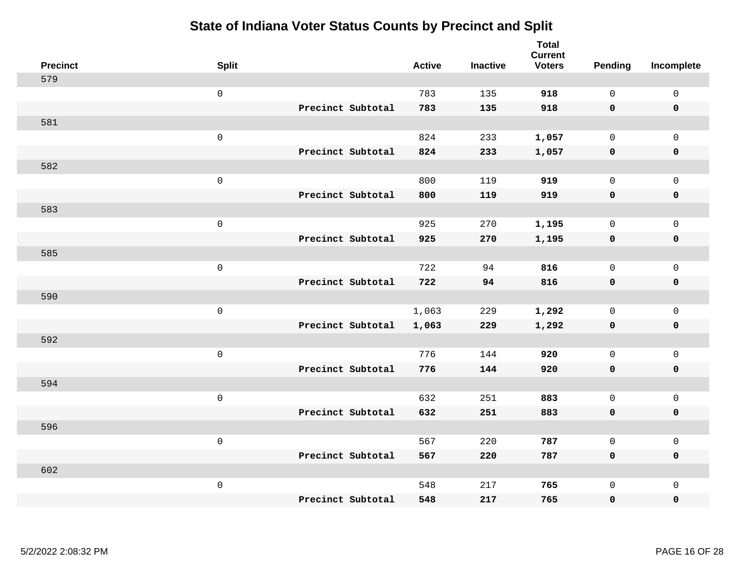# State of Indiana Voter Status Counts by Precinct and Split

| Precinct | Split | | Active | Inactive | Total Current Voters | Pending | Incomplete |
|---|---|---|---|---|---|---|---|
| 579 | | | | | | | |
| | 0 | | 783 | 135 | **918** | 0 | 0 |
| | | **Precinct Subtotal** | **783** | **135** | **918** | **0** | **0** |
| 581 | | | | | | | |
| | 0 | | 824 | 233 | **1,057** | 0 | 0 |
| | | **Precinct Subtotal** | **824** | **233** | **1,057** | **0** | **0** |
| 582 | | | | | | | |
| | 0 | | 800 | 119 | **919** | 0 | 0 |
| | | **Precinct Subtotal** | **800** | **119** | **919** | **0** | **0** |
| 583 | | | | | | | |
| | 0 | | 925 | 270 | **1,195** | 0 | 0 |
| | | **Precinct Subtotal** | **925** | **270** | **1,195** | **0** | **0** |
| 585 | | | | | | | |
| | 0 | | 722 | 94 | **816** | 0 | 0 |
| | | **Precinct Subtotal** | **722** | **94** | **816** | **0** | **0** |
| 590 | | | | | | | |
| | 0 | | 1,063 | 229 | **1,292** | 0 | 0 |
| | | **Precinct Subtotal** | **1,063** | **229** | **1,292** | **0** | **0** |
| 592 | | | | | | | |
| | 0 | | 776 | 144 | **920** | 0 | 0 |
| | | **Precinct Subtotal** | **776** | **144** | **920** | **0** | **0** |
| 594 | | | | | | | |
| | 0 | | 632 | 251 | **883** | 0 | 0 |
| | | **Precinct Subtotal** | **632** | **251** | **883** | **0** | **0** |
| 596 | | | | | | | |
| | 0 | | 567 | 220 | **787** | 0 | 0 |
| | | **Precinct Subtotal** | **567** | **220** | **787** | **0** | **0** |
| 602 | | | | | | | |
| | 0 | | 548 | 217 | **765** | 0 | 0 |
| | | **Precinct Subtotal** | **548** | **217** | **765** | **0** | **0** |

5/2/2022 2:08:32 PM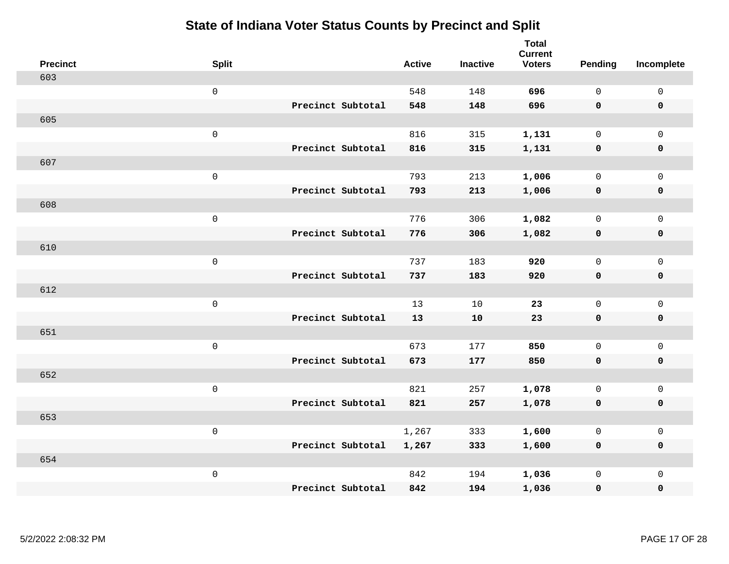# State of Indiana Voter Status Counts by Precinct and Split

| Precinct | Split | | Active | Inactive | Total Current Voters | Pending | Incomplete |
|---|---|---|---|---|---|---|---|
| 603 | | | | | | | |
| | 0 | | 548 | 148 | **696** | 0 | 0 |
| | | **Precinct Subtotal** | **548** | **148** | **696** | **0** | **0** |
| 605 | | | | | | | |
| | 0 | | 816 | 315 | **1,131** | 0 | 0 |
| | | **Precinct Subtotal** | **816** | **315** | **1,131** | **0** | **0** |
| 607 | | | | | | | |
| | 0 | | 793 | 213 | **1,006** | 0 | 0 |
| | | **Precinct Subtotal** | **793** | **213** | **1,006** | **0** | **0** |
| 608 | | | | | | | |
| | 0 | | 776 | 306 | **1,082** | 0 | 0 |
| | | **Precinct Subtotal** | **776** | **306** | **1,082** | **0** | **0** |
| 610 | | | | | | | |
| | 0 | | 737 | 183 | **920** | 0 | 0 |
| | | **Precinct Subtotal** | **737** | **183** | **920** | **0** | **0** |
| 612 | | | | | | | |
| | 0 | | 13 | 10 | **23** | 0 | 0 |
| | | **Precinct Subtotal** | **13** | **10** | **23** | **0** | **0** |
| 651 | | | | | | | |
| | 0 | | 673 | 177 | **850** | 0 | 0 |
| | | **Precinct Subtotal** | **673** | **177** | **850** | **0** | **0** |
| 652 | | | | | | | |
| | 0 | | 821 | 257 | **1,078** | 0 | 0 |
| | | **Precinct Subtotal** | **821** | **257** | **1,078** | **0** | **0** |
| 653 | | | | | | | |
| | 0 | | 1,267 | 333 | **1,600** | 0 | 0 |
| | | **Precinct Subtotal** | **1,267** | **333** | **1,600** | **0** | **0** |
| 654 | | | | | | | |
| | 0 | | 842 | 194 | **1,036** | 0 | 0 |
| | | **Precinct Subtotal** | **842** | **194** | **1,036** | **0** | **0** |

5/2/2022 2:08:32 PM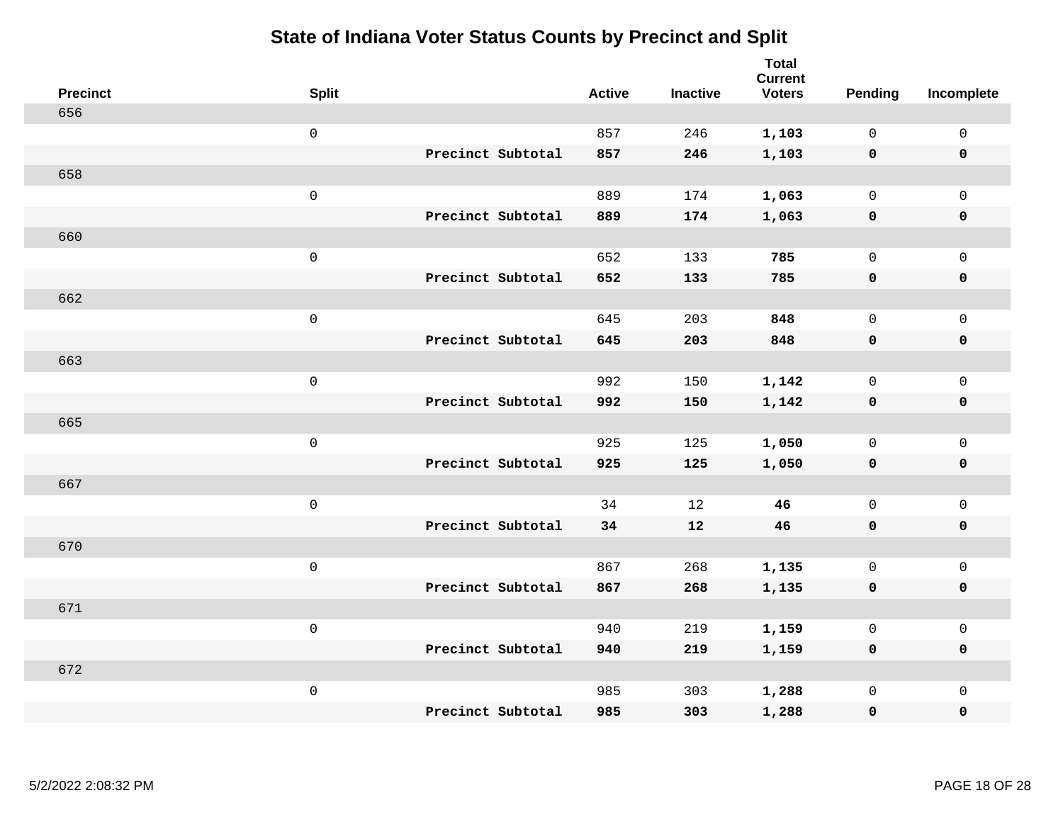# State of Indiana Voter Status Counts by Precinct and Split

| Precinct | Split | | Active | Inactive | Total Current Voters | Pending | Incomplete |
|---|---|---|---|---|---|---|---|
| 656 | | | | | | | |
| | 0 | | 857 | 246 | **1,103** | 0 | 0 |
| | | **Precinct Subtotal** | **857** | **246** | **1,103** | **0** | **0** |
| 658 | | | | | | | |
| | 0 | | 889 | 174 | **1,063** | 0 | 0 |
| | | **Precinct Subtotal** | **889** | **174** | **1,063** | **0** | **0** |
| 660 | | | | | | | |
| | 0 | | 652 | 133 | **785** | 0 | 0 |
| | | **Precinct Subtotal** | **652** | **133** | **785** | **0** | **0** |
| 662 | | | | | | | |
| | 0 | | 645 | 203 | **848** | 0 | 0 |
| | | **Precinct Subtotal** | **645** | **203** | **848** | **0** | **0** |
| 663 | | | | | | | |
| | 0 | | 992 | 150 | **1,142** | 0 | 0 |
| | | **Precinct Subtotal** | **992** | **150** | **1,142** | **0** | **0** |
| 665 | | | | | | | |
| | 0 | | 925 | 125 | **1,050** | 0 | 0 |
| | | **Precinct Subtotal** | **925** | **125** | **1,050** | **0** | **0** |
| 667 | | | | | | | |
| | 0 | | 34 | 12 | **46** | 0 | 0 |
| | | **Precinct Subtotal** | **34** | **12** | **46** | **0** | **0** |
| 670 | | | | | | | |
| | 0 | | 867 | 268 | **1,135** | 0 | 0 |
| | | **Precinct Subtotal** | **867** | **268** | **1,135** | **0** | **0** |
| 671 | | | | | | | |
| | 0 | | 940 | 219 | **1,159** | 0 | 0 |
| | | **Precinct Subtotal** | **940** | **219** | **1,159** | **0** | **0** |
| 672 | | | | | | | |
| | 0 | | 985 | 303 | **1,288** | 0 | 0 |
| | | **Precinct Subtotal** | **985** | **303** | **1,288** | **0** | **0** |

5/2/2022 2:08:32 PM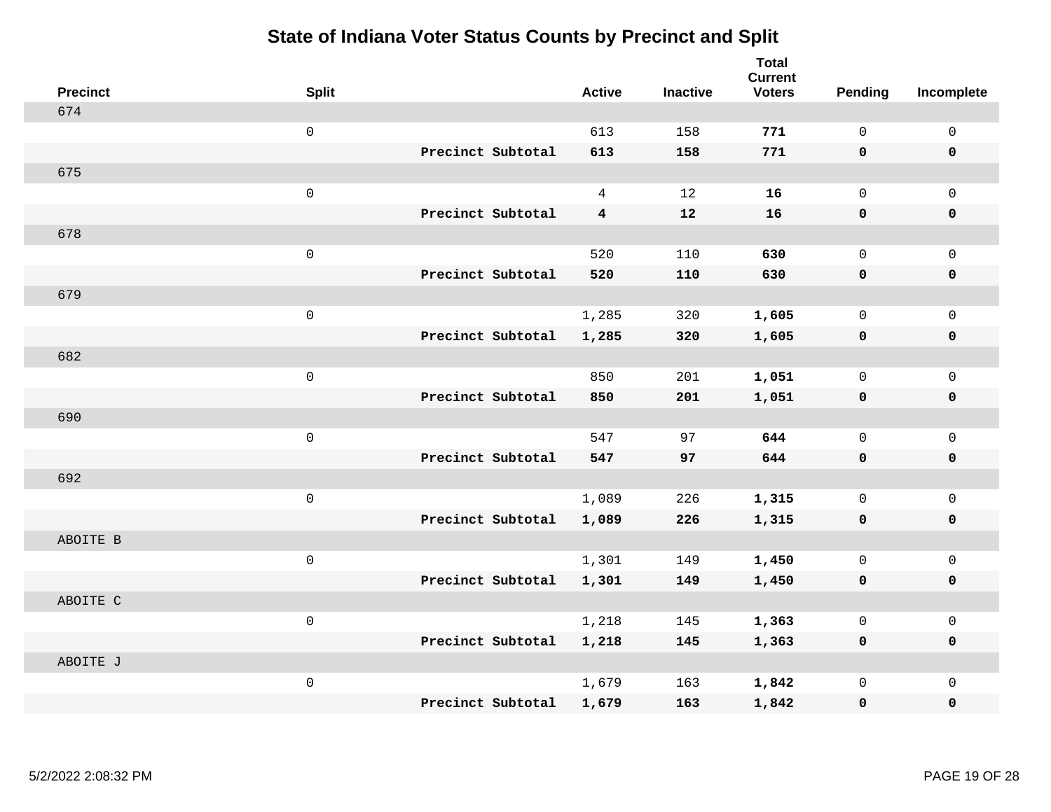# State of Indiana Voter Status Counts by Precinct and Split

| Precinct | Split | | Active | Inactive | Total Current Voters | Pending | Incomplete |
|---|---|---|---|---|---|---|---|
| 674 | | | | | | | |
| | 0 | | 613 | 158 | **771** | 0 | 0 |
| | | **Precinct Subtotal** | **613** | **158** | **771** | **0** | **0** |
| 675 | | | | | | | |
| | 0 | | 4 | 12 | **16** | 0 | 0 |
| | | **Precinct Subtotal** | **4** | **12** | **16** | **0** | **0** |
| 678 | | | | | | | |
| | 0 | | 520 | 110 | **630** | 0 | 0 |
| | | **Precinct Subtotal** | **520** | **110** | **630** | **0** | **0** |
| 679 | | | | | | | |
| | 0 | | 1,285 | 320 | **1,605** | 0 | 0 |
| | | **Precinct Subtotal** | **1,285** | **320** | **1,605** | **0** | **0** |
| 682 | | | | | | | |
| | 0 | | 850 | 201 | **1,051** | 0 | 0 |
| | | **Precinct Subtotal** | **850** | **201** | **1,051** | **0** | **0** |
| 690 | | | | | | | |
| | 0 | | 547 | 97 | **644** | 0 | 0 |
| | | **Precinct Subtotal** | **547** | **97** | **644** | **0** | **0** |
| 692 | | | | | | | |
| | 0 | | 1,089 | 226 | **1,315** | 0 | 0 |
| | | **Precinct Subtotal** | **1,089** | **226** | **1,315** | **0** | **0** |
| ABOITE B | | | | | | | |
| | 0 | | 1,301 | 149 | **1,450** | 0 | 0 |
| | | **Precinct Subtotal** | **1,301** | **149** | **1,450** | **0** | **0** |
| ABOITE C | | | | | | | |
| | 0 | | 1,218 | 145 | **1,363** | 0 | 0 |
| | | **Precinct Subtotal** | **1,218** | **145** | **1,363** | **0** | **0** |
| ABOITE J | | | | | | | |
| | 0 | | 1,679 | 163 | **1,842** | 0 | 0 |
| | | **Precinct Subtotal** | **1,679** | **163** | **1,842** | **0** | **0** |

5/2/2022 2:08:32 PM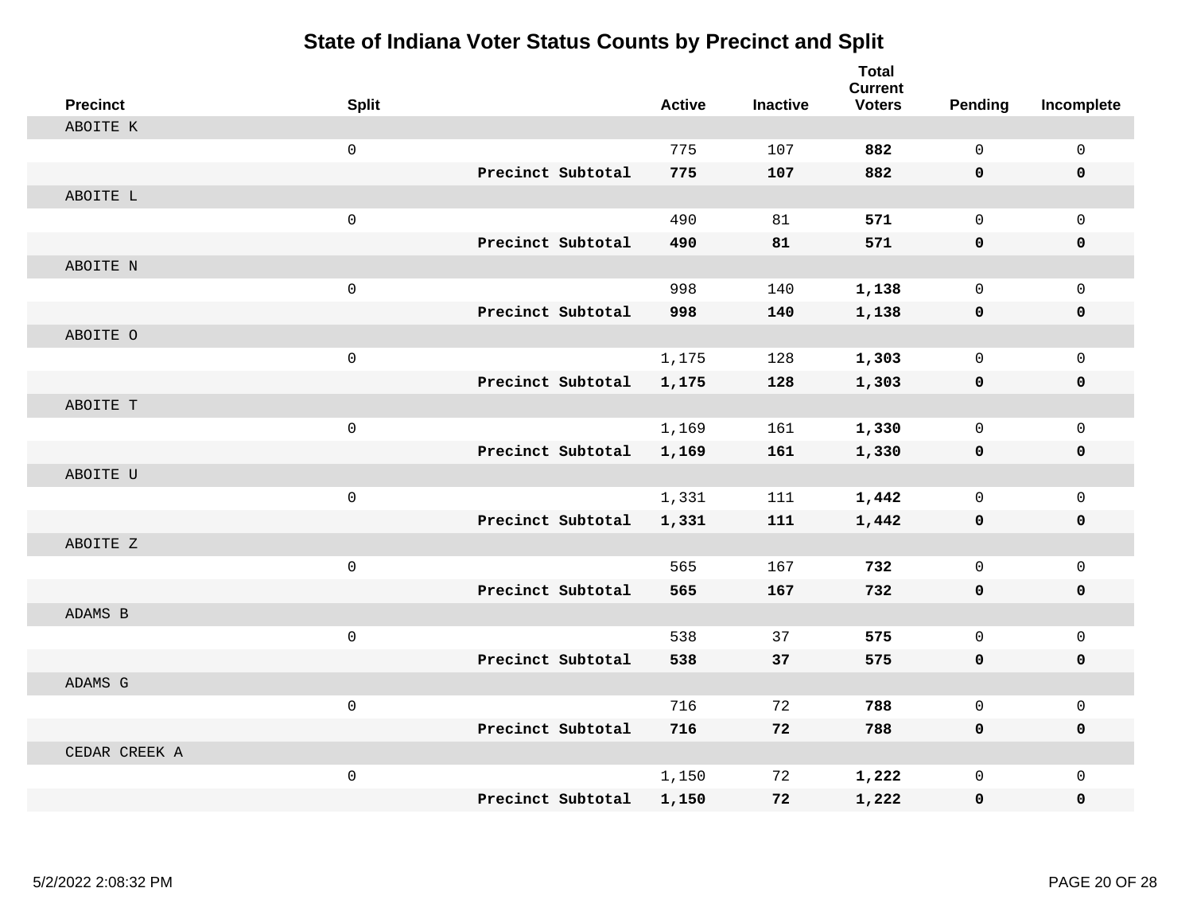# State of Indiana Voter Status Counts by Precinct and Split

| Precinct | Split | | Active | Inactive | Total Current Voters | Pending | Incomplete |
|---|---|---|---|---|---|---|---|
| ABOITE K | | | | | | | |
| | 0 | | 775 | 107 | **882** | 0 | 0 |
| | | **Precinct Subtotal** | **775** | **107** | **882** | **0** | **0** |
| ABOITE L | | | | | | | |
| | 0 | | 490 | 81 | **571** | 0 | 0 |
| | | **Precinct Subtotal** | **490** | **81** | **571** | **0** | **0** |
| ABOITE N | | | | | | | |
| | 0 | | 998 | 140 | **1,138** | 0 | 0 |
| | | **Precinct Subtotal** | **998** | **140** | **1,138** | **0** | **0** |
| ABOITE O | | | | | | | |
| | 0 | | 1,175 | 128 | **1,303** | 0 | 0 |
| | | **Precinct Subtotal** | **1,175** | **128** | **1,303** | **0** | **0** |
| ABOITE T | | | | | | | |
| | 0 | | 1,169 | 161 | **1,330** | 0 | 0 |
| | | **Precinct Subtotal** | **1,169** | **161** | **1,330** | **0** | **0** |
| ABOITE U | | | | | | | |
| | 0 | | 1,331 | 111 | **1,442** | 0 | 0 |
| | | **Precinct Subtotal** | **1,331** | **111** | **1,442** | **0** | **0** |
| ABOITE Z | | | | | | | |
| | 0 | | 565 | 167 | **732** | 0 | 0 |
| | | **Precinct Subtotal** | **565** | **167** | **732** | **0** | **0** |
| ADAMS B | | | | | | | |
| | 0 | | 538 | 37 | **575** | 0 | 0 |
| | | **Precinct Subtotal** | **538** | **37** | **575** | **0** | **0** |
| ADAMS G | | | | | | | |
| | 0 | | 716 | 72 | **788** | 0 | 0 |
| | | **Precinct Subtotal** | **716** | **72** | **788** | **0** | **0** |
| CEDAR CREEK A | | | | | | | |
| | 0 | | 1,150 | 72 | **1,222** | 0 | 0 |
| | | **Precinct Subtotal** | **1,150** | **72** | **1,222** | **0** | **0** |

5/2/2022 2:08:32 PM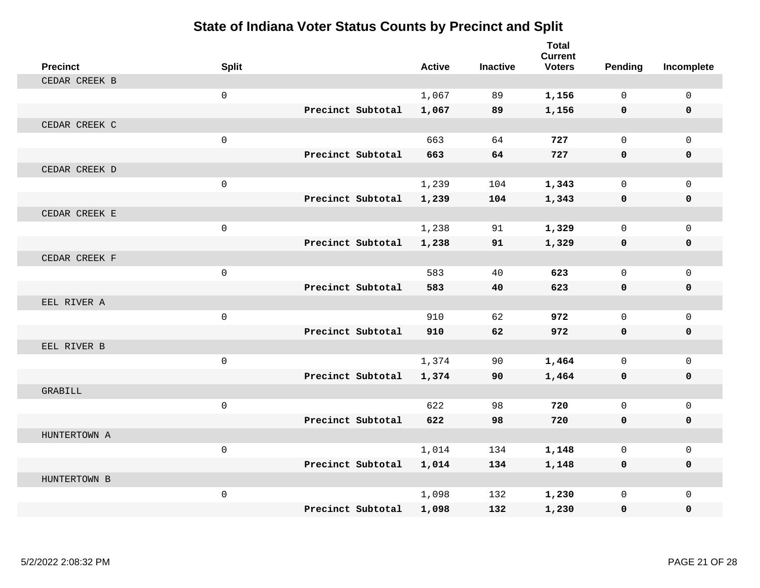# State of Indiana Voter Status Counts by Precinct and Split

| Precinct | Split | | Active | Inactive | Total Current Voters | Pending | Incomplete |
|---|---|---|---|---|---|---|---|
| CEDAR CREEK B | | | | | | | |
| | 0 | | 1,067 | 89 | **1,156** | 0 | 0 |
| | | **Precinct Subtotal** | **1,067** | **89** | **1,156** | **0** | **0** |
| CEDAR CREEK C | | | | | | | |
| | 0 | | 663 | 64 | **727** | 0 | 0 |
| | | **Precinct Subtotal** | **663** | **64** | **727** | **0** | **0** |
| CEDAR CREEK D | | | | | | | |
| | 0 | | 1,239 | 104 | **1,343** | 0 | 0 |
| | | **Precinct Subtotal** | **1,239** | **104** | **1,343** | **0** | **0** |
| CEDAR CREEK E | | | | | | | |
| | 0 | | 1,238 | 91 | **1,329** | 0 | 0 |
| | | **Precinct Subtotal** | **1,238** | **91** | **1,329** | **0** | **0** |
| CEDAR CREEK F | | | | | | | |
| | 0 | | 583 | 40 | **623** | 0 | 0 |
| | | **Precinct Subtotal** | **583** | **40** | **623** | **0** | **0** |
| EEL RIVER A | | | | | | | |
| | 0 | | 910 | 62 | **972** | 0 | 0 |
| | | **Precinct Subtotal** | **910** | **62** | **972** | **0** | **0** |
| EEL RIVER B | | | | | | | |
| | 0 | | 1,374 | 90 | **1,464** | 0 | 0 |
| | | **Precinct Subtotal** | **1,374** | **90** | **1,464** | **0** | **0** |
| GRABILL | | | | | | | |
| | 0 | | 622 | 98 | **720** | 0 | 0 |
| | | **Precinct Subtotal** | **622** | **98** | **720** | **0** | **0** |
| HUNTERTOWN A | | | | | | | |
| | 0 | | 1,014 | 134 | **1,148** | 0 | 0 |
| | | **Precinct Subtotal** | **1,014** | **134** | **1,148** | **0** | **0** |
| HUNTERTOWN B | | | | | | | |
| | 0 | | 1,098 | 132 | **1,230** | 0 | 0 |
| | | **Precinct Subtotal** | **1,098** | **132** | **1,230** | **0** | **0** |

5/2/2022 2:08:32 PM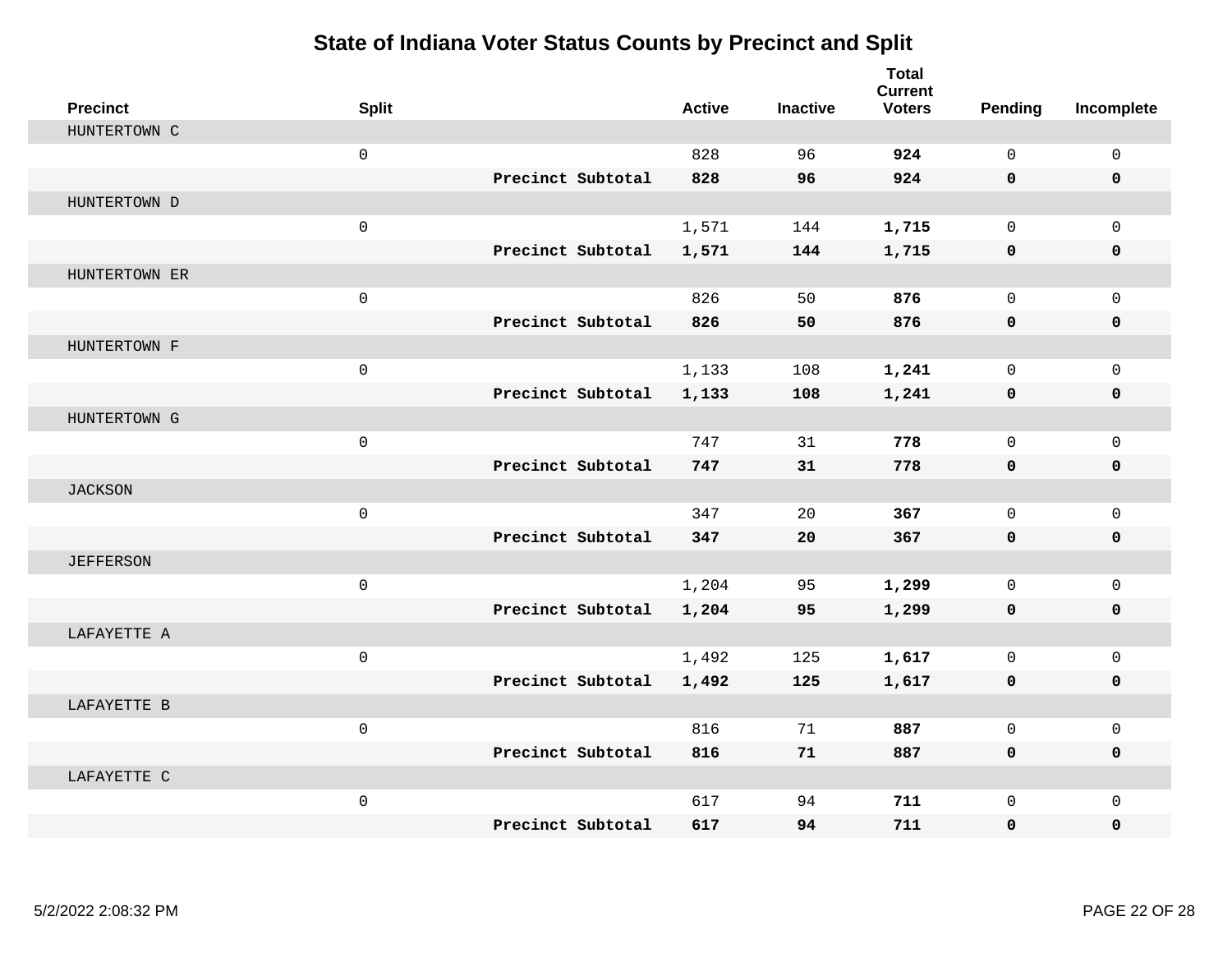# State of Indiana Voter Status Counts by Precinct and Split

| Precinct | Split | | Active | Inactive | Total Current Voters | Pending | Incomplete |
|---|---|---|---|---|---|---|---|
| HUNTERTOWN C | | | | | | | |
| | 0 | | 828 | 96 | **924** | 0 | 0 |
| | | **Precinct Subtotal** | **828** | **96** | **924** | **0** | **0** |
| HUNTERTOWN D | | | | | | | |
| | 0 | | 1,571 | 144 | **1,715** | 0 | 0 |
| | | **Precinct Subtotal** | **1,571** | **144** | **1,715** | **0** | **0** |
| HUNTERTOWN ER | | | | | | | |
| | 0 | | 826 | 50 | **876** | 0 | 0 |
| | | **Precinct Subtotal** | **826** | **50** | **876** | **0** | **0** |
| HUNTERTOWN F | | | | | | | |
| | 0 | | 1,133 | 108 | **1,241** | 0 | 0 |
| | | **Precinct Subtotal** | **1,133** | **108** | **1,241** | **0** | **0** |
| HUNTERTOWN G | | | | | | | |
| | 0 | | 747 | 31 | **778** | 0 | 0 |
| | | **Precinct Subtotal** | **747** | **31** | **778** | **0** | **0** |
| JACKSON | | | | | | | |
| | 0 | | 347 | 20 | **367** | 0 | 0 |
| | | **Precinct Subtotal** | **347** | **20** | **367** | **0** | **0** |
| JEFFERSON | | | | | | | |
| | 0 | | 1,204 | 95 | **1,299** | 0 | 0 |
| | | **Precinct Subtotal** | **1,204** | **95** | **1,299** | **0** | **0** |
| LAFAYETTE A | | | | | | | |
| | 0 | | 1,492 | 125 | **1,617** | 0 | 0 |
| | | **Precinct Subtotal** | **1,492** | **125** | **1,617** | **0** | **0** |
| LAFAYETTE B | | | | | | | |
| | 0 | | 816 | 71 | **887** | 0 | 0 |
| | | **Precinct Subtotal** | **816** | **71** | **887** | **0** | **0** |
| LAFAYETTE C | | | | | | | |
| | 0 | | 617 | 94 | **711** | 0 | 0 |
| | | **Precinct Subtotal** | **617** | **94** | **711** | **0** | **0** |

5/2/2022 2:08:32 PM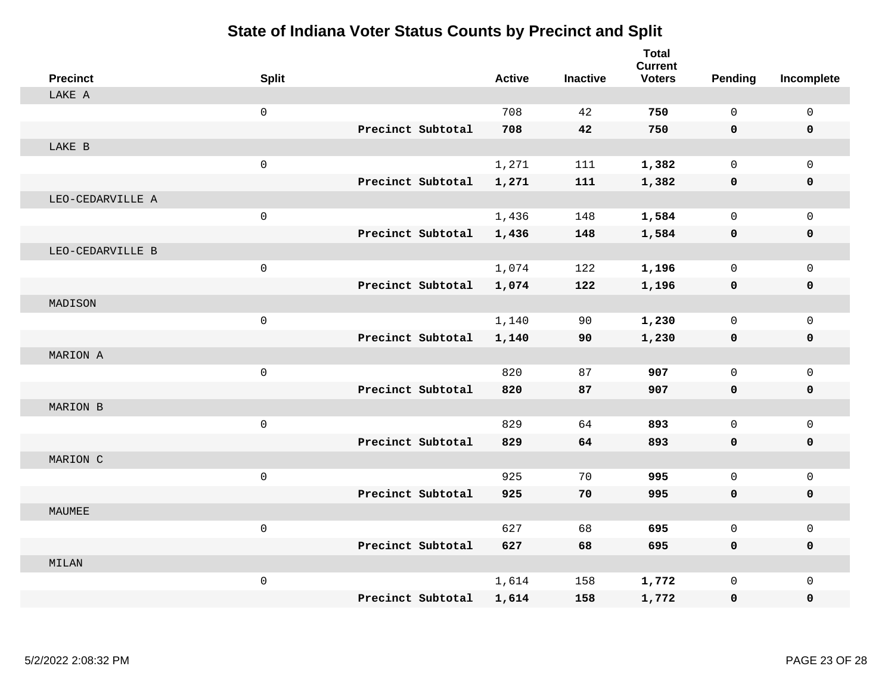# State of Indiana Voter Status Counts by Precinct and Split

| Precinct | Split | | Active | Inactive | Total Current Voters | Pending | Incomplete |
|---|---|---|---|---|---|---|---|
| LAKE A | | | | | | | |
| | 0 | | 708 | 42 | **750** | 0 | 0 |
| | | **Precinct Subtotal** | **708** | **42** | **750** | **0** | **0** |
| LAKE B | | | | | | | |
| | 0 | | 1,271 | 111 | **1,382** | 0 | 0 |
| | | **Precinct Subtotal** | **1,271** | **111** | **1,382** | **0** | **0** |
| LEO-CEDARVILLE A | | | | | | | |
| | 0 | | 1,436 | 148 | **1,584** | 0 | 0 |
| | | **Precinct Subtotal** | **1,436** | **148** | **1,584** | **0** | **0** |
| LEO-CEDARVILLE B | | | | | | | |
| | 0 | | 1,074 | 122 | **1,196** | 0 | 0 |
| | | **Precinct Subtotal** | **1,074** | **122** | **1,196** | **0** | **0** |
| MADISON | | | | | | | |
| | 0 | | 1,140 | 90 | **1,230** | 0 | 0 |
| | | **Precinct Subtotal** | **1,140** | **90** | **1,230** | **0** | **0** |
| MARION A | | | | | | | |
| | 0 | | 820 | 87 | **907** | 0 | 0 |
| | | **Precinct Subtotal** | **820** | **87** | **907** | **0** | **0** |
| MARION B | | | | | | | |
| | 0 | | 829 | 64 | **893** | 0 | 0 |
| | | **Precinct Subtotal** | **829** | **64** | **893** | **0** | **0** |
| MARION C | | | | | | | |
| | 0 | | 925 | 70 | **995** | 0 | 0 |
| | | **Precinct Subtotal** | **925** | **70** | **995** | **0** | **0** |
| MAUMEE | | | | | | | |
| | 0 | | 627 | 68 | **695** | 0 | 0 |
| | | **Precinct Subtotal** | **627** | **68** | **695** | **0** | **0** |
| MILAN | | | | | | | |
| | 0 | | 1,614 | 158 | **1,772** | 0 | 0 |
| | | **Precinct Subtotal** | **1,614** | **158** | **1,772** | **0** | **0** |

5/2/2022 2:08:32 PM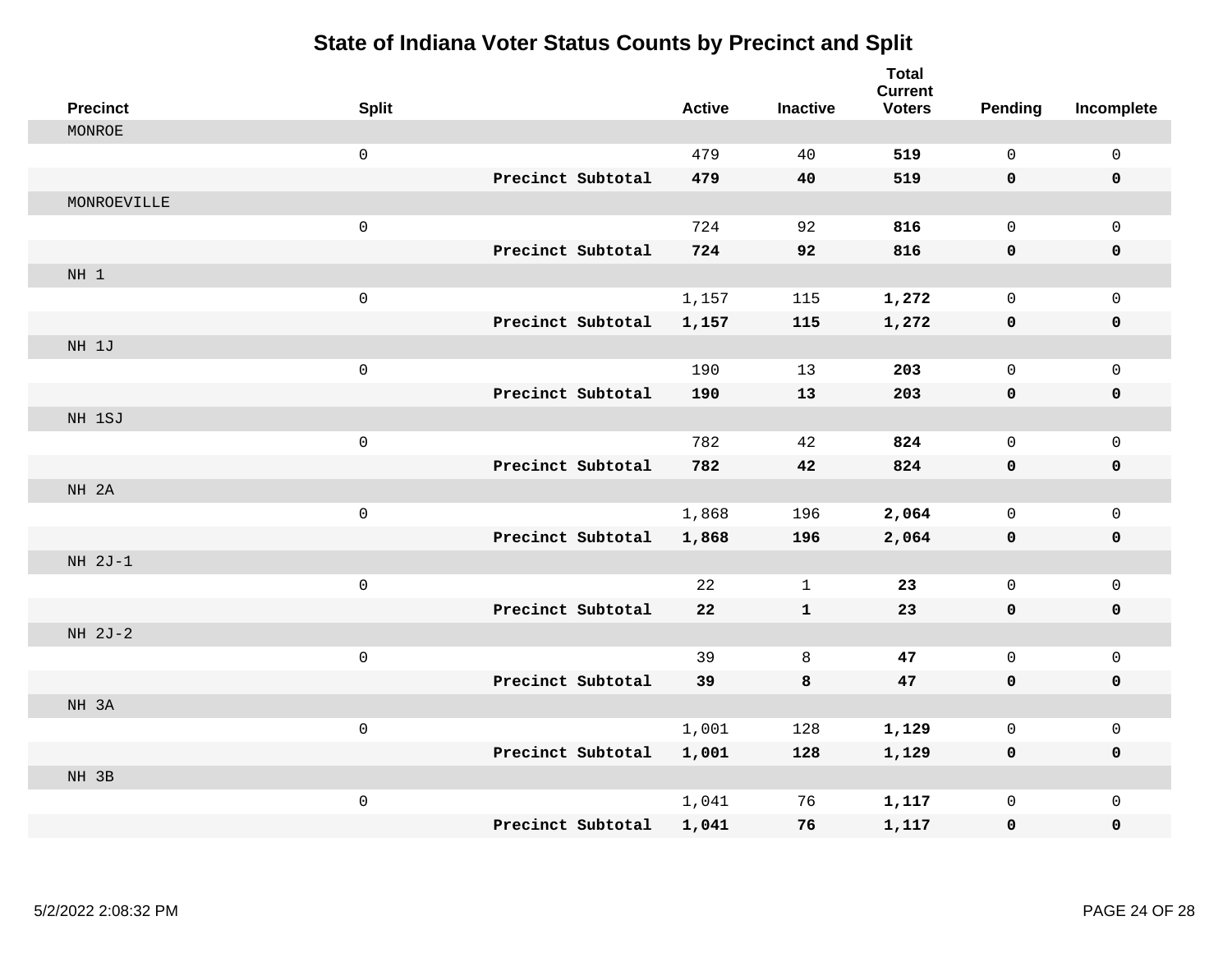# State of Indiana Voter Status Counts by Precinct and Split

| Precinct | Split | | Active | Inactive | Total Current Voters | Pending | Incomplete |
|---|---|---|---|---|---|---|---|
| MONROE | | | | | | | |
| | 0 | | 479 | 40 | **519** | 0 | 0 |
| | | **Precinct Subtotal** | **479** | **40** | **519** | **0** | **0** |
| MONROEVILLE | | | | | | | |
| | 0 | | 724 | 92 | **816** | 0 | 0 |
| | | **Precinct Subtotal** | **724** | **92** | **816** | **0** | **0** |
| NH 1 | | | | | | | |
| | 0 | | 1,157 | 115 | **1,272** | 0 | 0 |
| | | **Precinct Subtotal** | **1,157** | **115** | **1,272** | **0** | **0** |
| NH 1J | | | | | | | |
| | 0 | | 190 | 13 | **203** | 0 | 0 |
| | | **Precinct Subtotal** | **190** | **13** | **203** | **0** | **0** |
| NH 1SJ | | | | | | | |
| | 0 | | 782 | 42 | **824** | 0 | 0 |
| | | **Precinct Subtotal** | **782** | **42** | **824** | **0** | **0** |
| NH 2A | | | | | | | |
| | 0 | | 1,868 | 196 | **2,064** | 0 | 0 |
| | | **Precinct Subtotal** | **1,868** | **196** | **2,064** | **0** | **0** |
| NH 2J-1 | | | | | | | |
| | 0 | | 22 | 1 | **23** | 0 | 0 |
| | | **Precinct Subtotal** | **22** | **1** | **23** | **0** | **0** |
| NH 2J-2 | | | | | | | |
| | 0 | | 39 | 8 | **47** | 0 | 0 |
| | | **Precinct Subtotal** | **39** | **8** | **47** | **0** | **0** |
| NH 3A | | | | | | | |
| | 0 | | 1,001 | 128 | **1,129** | 0 | 0 |
| | | **Precinct Subtotal** | **1,001** | **128** | **1,129** | **0** | **0** |
| NH 3B | | | | | | | |
| | 0 | | 1,041 | 76 | **1,117** | 0 | 0 |
| | | **Precinct Subtotal** | **1,041** | **76** | **1,117** | **0** | **0** |

5/2/2022 2:08:32 PM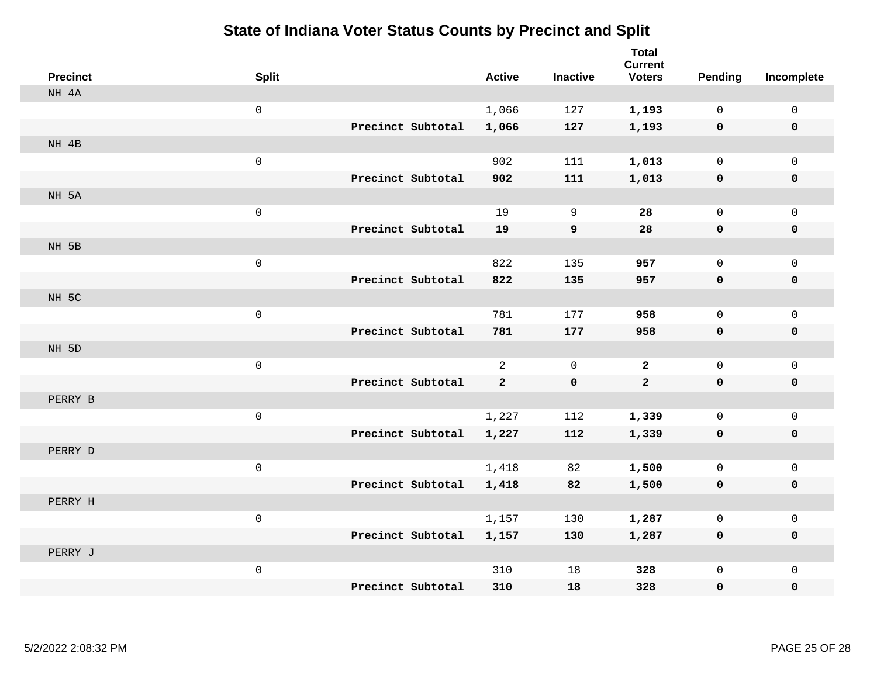# State of Indiana Voter Status Counts by Precinct and Split

| Precinct | Split | | Active | Inactive | Total Current Voters | Pending | Incomplete |
|---|---|---|---|---|---|---|---|
| NH 4A | | | | | | | |
| | 0 | | 1,066 | 127 | **1,193** | 0 | 0 |
| | | **Precinct Subtotal** | **1,066** | **127** | **1,193** | **0** | **0** |
| NH 4B | | | | | | | |
| | 0 | | 902 | 111 | **1,013** | 0 | 0 |
| | | **Precinct Subtotal** | **902** | **111** | **1,013** | **0** | **0** |
| NH 5A | | | | | | | |
| | 0 | | 19 | 9 | **28** | 0 | 0 |
| | | **Precinct Subtotal** | **19** | **9** | **28** | **0** | **0** |
| NH 5B | | | | | | | |
| | 0 | | 822 | 135 | **957** | 0 | 0 |
| | | **Precinct Subtotal** | **822** | **135** | **957** | **0** | **0** |
| NH 5C | | | | | | | |
| | 0 | | 781 | 177 | **958** | 0 | 0 |
| | | **Precinct Subtotal** | **781** | **177** | **958** | **0** | **0** |
| NH 5D | | | | | | | |
| | 0 | | 2 | 0 | **2** | 0 | 0 |
| | | **Precinct Subtotal** | **2** | **0** | **2** | **0** | **0** |
| PERRY B | | | | | | | |
| | 0 | | 1,227 | 112 | **1,339** | 0 | 0 |
| | | **Precinct Subtotal** | **1,227** | **112** | **1,339** | **0** | **0** |
| PERRY D | | | | | | | |
| | 0 | | 1,418 | 82 | **1,500** | 0 | 0 |
| | | **Precinct Subtotal** | **1,418** | **82** | **1,500** | **0** | **0** |
| PERRY H | | | | | | | |
| | 0 | | 1,157 | 130 | **1,287** | 0 | 0 |
| | | **Precinct Subtotal** | **1,157** | **130** | **1,287** | **0** | **0** |
| PERRY J | | | | | | | |
| | 0 | | 310 | 18 | **328** | 0 | 0 |
| | | **Precinct Subtotal** | **310** | **18** | **328** | **0** | **0** |

5/2/2022 2:08:32 PM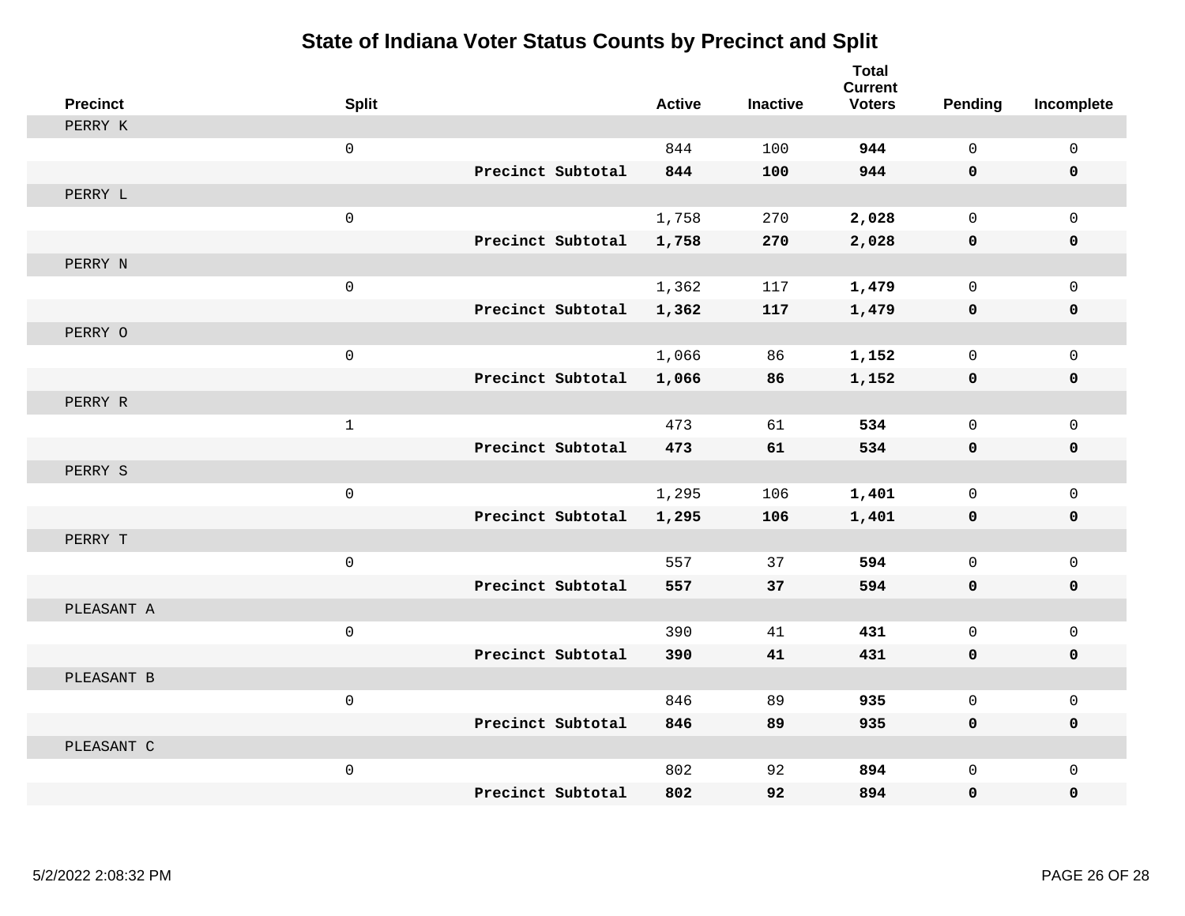# State of Indiana Voter Status Counts by Precinct and Split

| Precinct | Split | | Active | Inactive | Total Current Voters | Pending | Incomplete |
|---|---|---|---|---|---|---|---|
| PERRY K | | | | | | | |
| | 0 | | 844 | 100 | **944** | 0 | 0 |
| | | **Precinct Subtotal** | **844** | **100** | **944** | **0** | **0** |
| PERRY L | | | | | | | |
| | 0 | | 1,758 | 270 | **2,028** | 0 | 0 |
| | | **Precinct Subtotal** | **1,758** | **270** | **2,028** | **0** | **0** |
| PERRY N | | | | | | | |
| | 0 | | 1,362 | 117 | **1,479** | 0 | 0 |
| | | **Precinct Subtotal** | **1,362** | **117** | **1,479** | **0** | **0** |
| PERRY O | | | | | | | |
| | 0 | | 1,066 | 86 | **1,152** | 0 | 0 |
| | | **Precinct Subtotal** | **1,066** | **86** | **1,152** | **0** | **0** |
| PERRY R | | | | | | | |
| | 1 | | 473 | 61 | **534** | 0 | 0 |
| | | **Precinct Subtotal** | **473** | **61** | **534** | **0** | **0** |
| PERRY S | | | | | | | |
| | 0 | | 1,295 | 106 | **1,401** | 0 | 0 |
| | | **Precinct Subtotal** | **1,295** | **106** | **1,401** | **0** | **0** |
| PERRY T | | | | | | | |
| | 0 | | 557 | 37 | **594** | 0 | 0 |
| | | **Precinct Subtotal** | **557** | **37** | **594** | **0** | **0** |
| PLEASANT A | | | | | | | |
| | 0 | | 390 | 41 | **431** | 0 | 0 |
| | | **Precinct Subtotal** | **390** | **41** | **431** | **0** | **0** |
| PLEASANT B | | | | | | | |
| | 0 | | 846 | 89 | **935** | 0 | 0 |
| | | **Precinct Subtotal** | **846** | **89** | **935** | **0** | **0** |
| PLEASANT C | | | | | | | |
| | 0 | | 802 | 92 | **894** | 0 | 0 |
| | | **Precinct Subtotal** | **802** | **92** | **894** | **0** | **0** |

5/2/2022 2:08:32 PM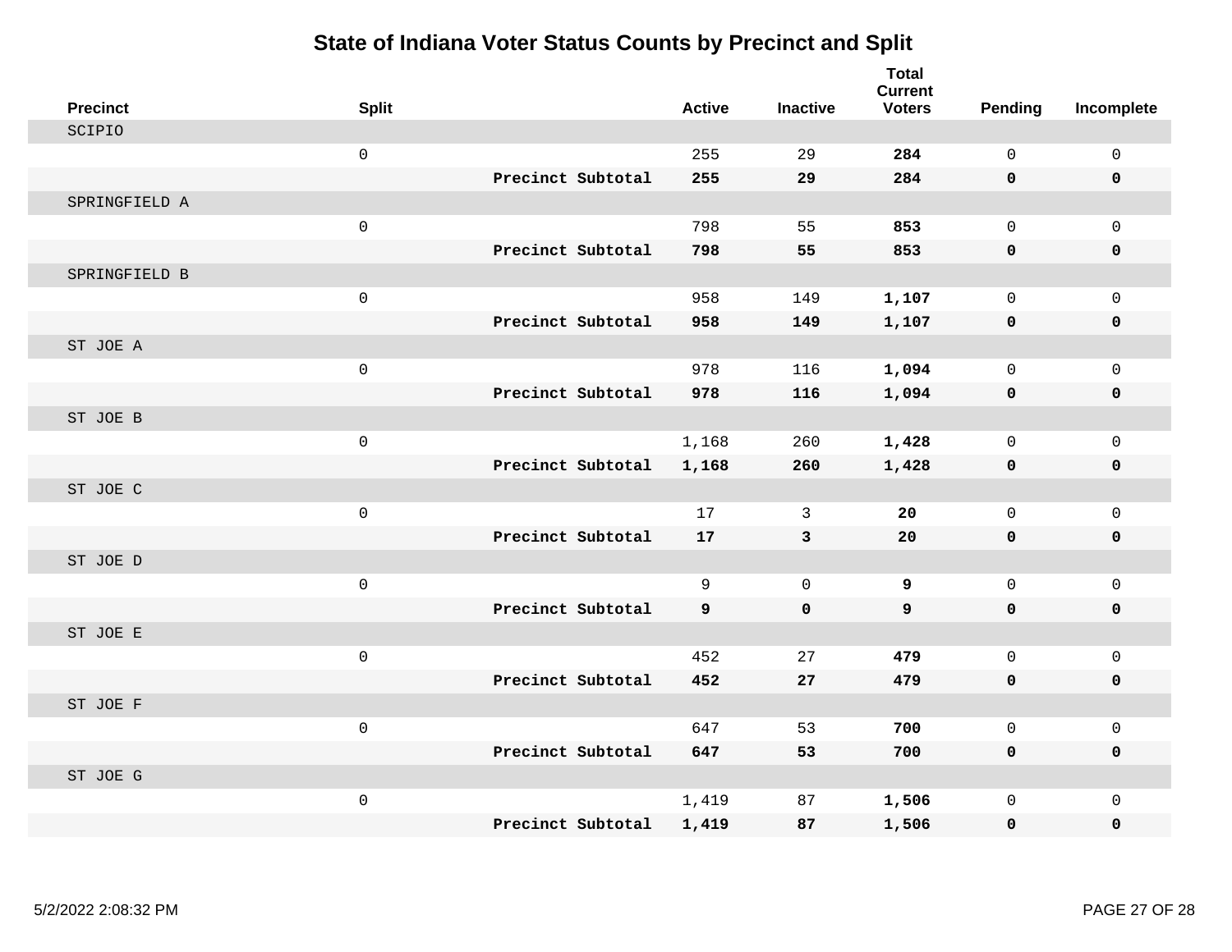# State of Indiana Voter Status Counts by Precinct and Split

| Precinct | Split | | Active | Inactive | Total Current Voters | Pending | Incomplete |
|---|---|---|---|---|---|---|---|
| SCIPIO | | | | | | | |
| | 0 | | 255 | 29 | **284** | 0 | 0 |
| | | **Precinct Subtotal** | **255** | **29** | **284** | **0** | **0** |
| SPRINGFIELD A | | | | | | | |
| | 0 | | 798 | 55 | **853** | 0 | 0 |
| | | **Precinct Subtotal** | **798** | **55** | **853** | **0** | **0** |
| SPRINGFIELD B | | | | | | | |
| | 0 | | 958 | 149 | **1,107** | 0 | 0 |
| | | **Precinct Subtotal** | **958** | **149** | **1,107** | **0** | **0** |
| ST JOE A | | | | | | | |
| | 0 | | 978 | 116 | **1,094** | 0 | 0 |
| | | **Precinct Subtotal** | **978** | **116** | **1,094** | **0** | **0** |
| ST JOE B | | | | | | | |
| | 0 | | 1,168 | 260 | **1,428** | 0 | 0 |
| | | **Precinct Subtotal** | **1,168** | **260** | **1,428** | **0** | **0** |
| ST JOE C | | | | | | | |
| | 0 | | 17 | 3 | **20** | 0 | 0 |
| | | **Precinct Subtotal** | **17** | **3** | **20** | **0** | **0** |
| ST JOE D | | | | | | | |
| | 0 | | 9 | 0 | **9** | 0 | 0 |
| | | **Precinct Subtotal** | **9** | **0** | **9** | **0** | **0** |
| ST JOE E | | | | | | | |
| | 0 | | 452 | 27 | **479** | 0 | 0 |
| | | **Precinct Subtotal** | **452** | **27** | **479** | **0** | **0** |
| ST JOE F | | | | | | | |
| | 0 | | 647 | 53 | **700** | 0 | 0 |
| | | **Precinct Subtotal** | **647** | **53** | **700** | **0** | **0** |
| ST JOE G | | | | | | | |
| | 0 | | 1,419 | 87 | **1,506** | 0 | 0 |
| | | **Precinct Subtotal** | **1,419** | **87** | **1,506** | **0** | **0** |

5/2/2022 2:08:32 PM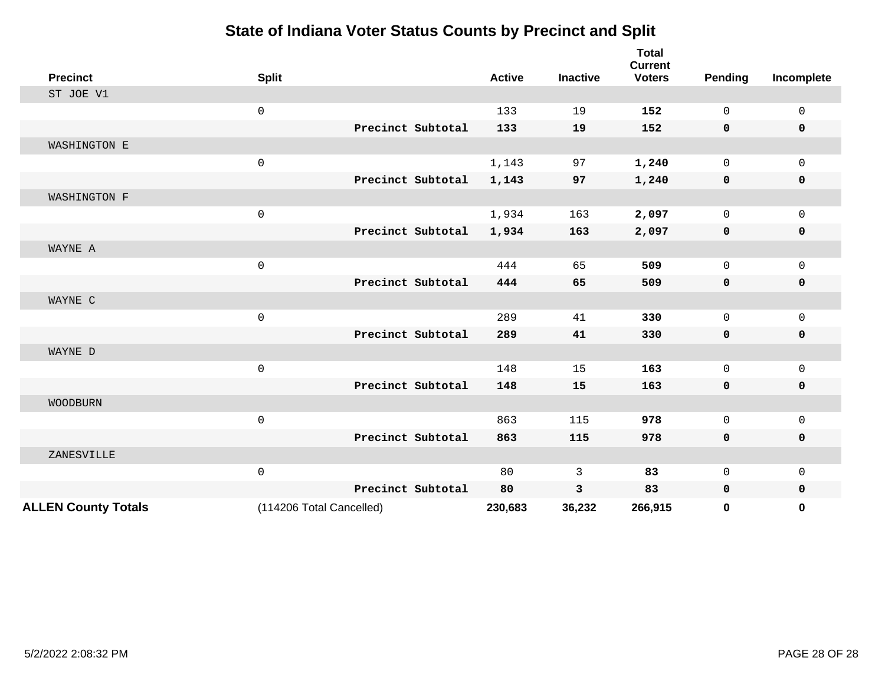# State of Indiana Voter Status Counts by Precinct and Split

| Precinct | Split | | Active | Inactive | Total Current Voters | Pending | Incomplete |
|---|---|---|---|---|---|---|---|
| ST JOE V1 | | | | | | | |
| | 0 | | 133 | 19 | **152** | 0 | 0 |
| | | **Precinct Subtotal** | **133** | **19** | **152** | **0** | **0** |
| WASHINGTON E | | | | | | | |
| | 0 | | 1,143 | 97 | **1,240** | 0 | 0 |
| | | **Precinct Subtotal** | **1,143** | **97** | **1,240** | **0** | **0** |
| WASHINGTON F | | | | | | | |
| | 0 | | 1,934 | 163 | **2,097** | 0 | 0 |
| | | **Precinct Subtotal** | **1,934** | **163** | **2,097** | **0** | **0** |
| WAYNE A | | | | | | | |
| | 0 | | 444 | 65 | **509** | 0 | 0 |
| | | **Precinct Subtotal** | **444** | **65** | **509** | **0** | **0** |
| WAYNE C | | | | | | | |
| | 0 | | 289 | 41 | **330** | 0 | 0 |
| | | **Precinct Subtotal** | **289** | **41** | **330** | **0** | **0** |
| WAYNE D | | | | | | | |
| | 0 | | 148 | 15 | **163** | 0 | 0 |
| | | **Precinct Subtotal** | **148** | **15** | **163** | **0** | **0** |
| WOODBURN | | | | | | | |
| | 0 | | 863 | 115 | **978** | 0 | 0 |
| | | **Precinct Subtotal** | **863** | **115** | **978** | **0** | **0** |
| ZANESVILLE | | | | | | | |
| | 0 | | 80 | 3 | **83** | 0 | 0 |
| | | **Precinct Subtotal** | **80** | **3** | **83** | **0** | **0** |
| **ALLEN County Totals** | (114206 Total Cancelled) | | **230,683** | **36,232** | **266,915** | **0** | **0** |

5/2/2022 2:08:32 PM